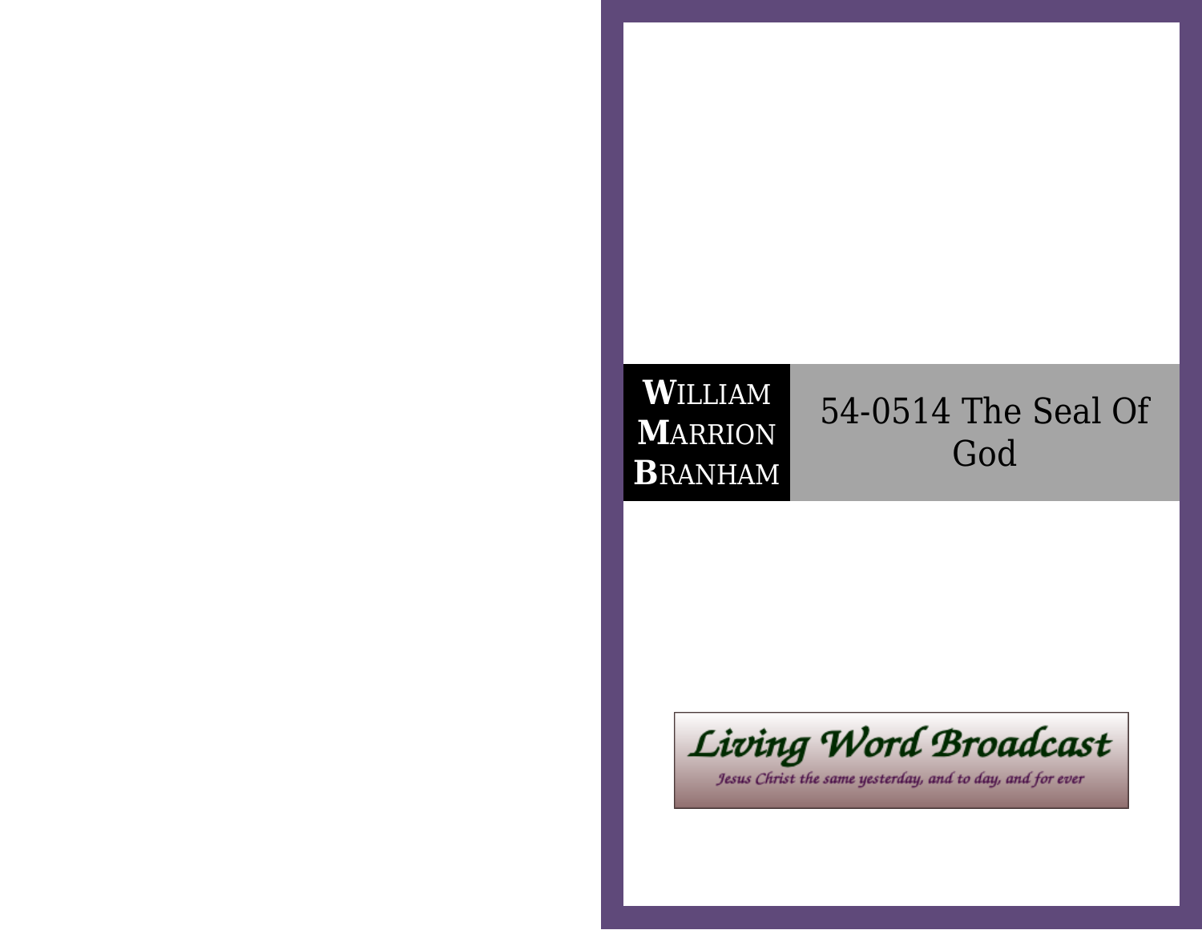**W**ILLIAM
**M**ARRION
**B**RANHAM

# 54-0514 The Seal Of God

Living Word Broadcast

*Jesus Christ the same yesterday, and to day, and for ever*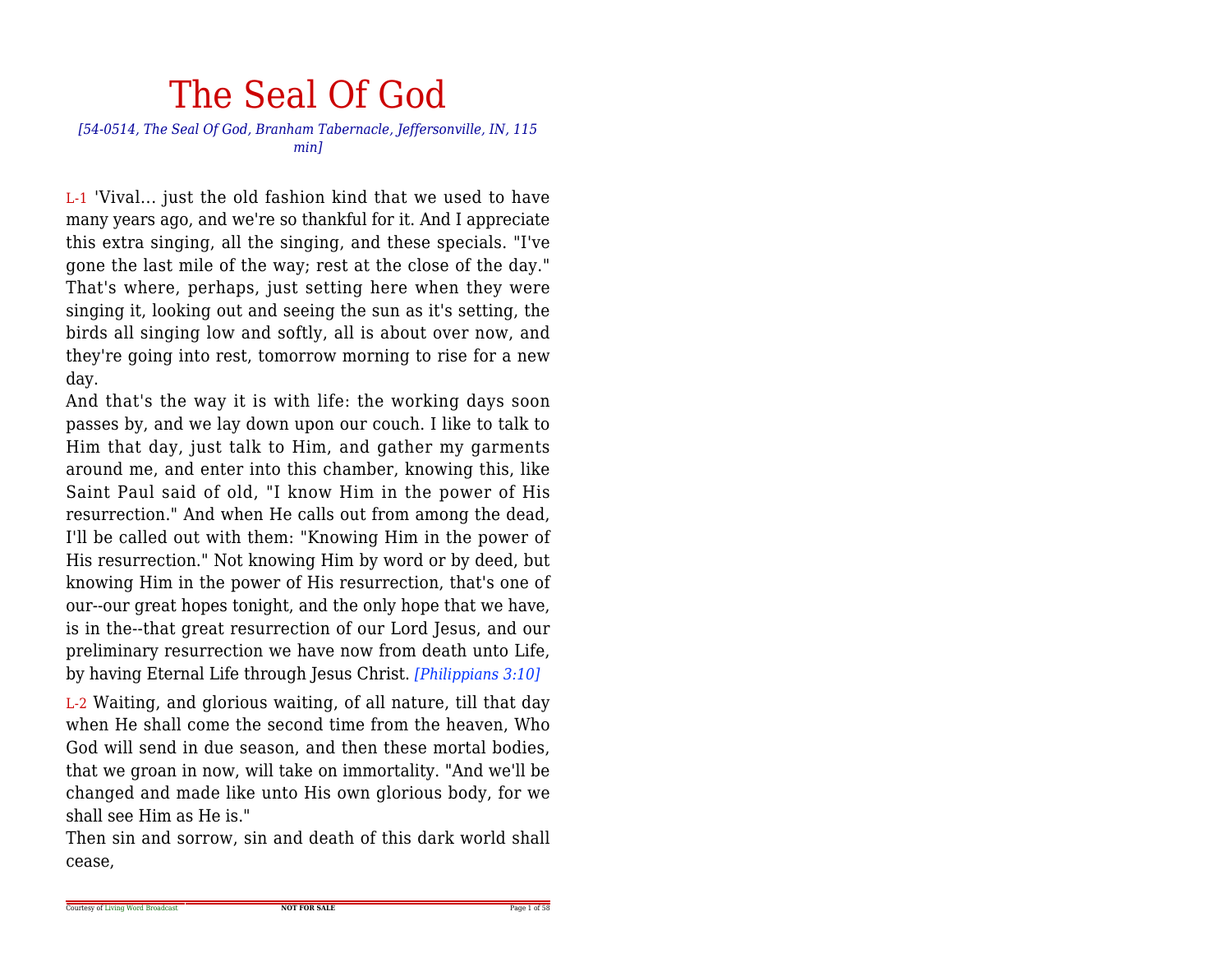// The Seal Of God

*[54-0514, The Seal Of God, Branham Tabernacle, Jeffersonville, IN, 115 min]*

L-1 'Vival... just the old fashion kind that we used to have many years ago, and we're so thankful for it. And I appreciate this extra singing, all the singing, and these specials. "I've gone the last mile of the way; rest at the close of the day." That's where, perhaps, just setting here when they were singing it, looking out and seeing the sun as it's setting, the birds all singing low and softly, all is about over now, and they're going into rest, tomorrow morning to rise for a new day.

And that's the way it is with life: the working days soon passes by, and we lay down upon our couch. I like to talk to Him that day, just talk to Him, and gather my garments around me, and enter into this chamber, knowing this, like Saint Paul said of old, "I know Him in the power of His resurrection." And when He calls out from among the dead, I'll be called out with them: "Knowing Him in the power of His resurrection." Not knowing Him by word or by deed, but knowing Him in the power of His resurrection, that's one of our--our great hopes tonight, and the only hope that we have, is in the--that great resurrection of our Lord Jesus, and our preliminary resurrection we have now from death unto Life, by having Eternal Life through Jesus Christ. *[Philippians 3:10]*

L-2 Waiting, and glorious waiting, of all nature, till that day when He shall come the second time from the heaven, Who God will send in due season, and then these mortal bodies, that we groan in now, will take on immortality. "And we'll be changed and made like unto His own glorious body, for we shall see Him as He is."

Then sin and sorrow, sin and death of this dark world shall cease,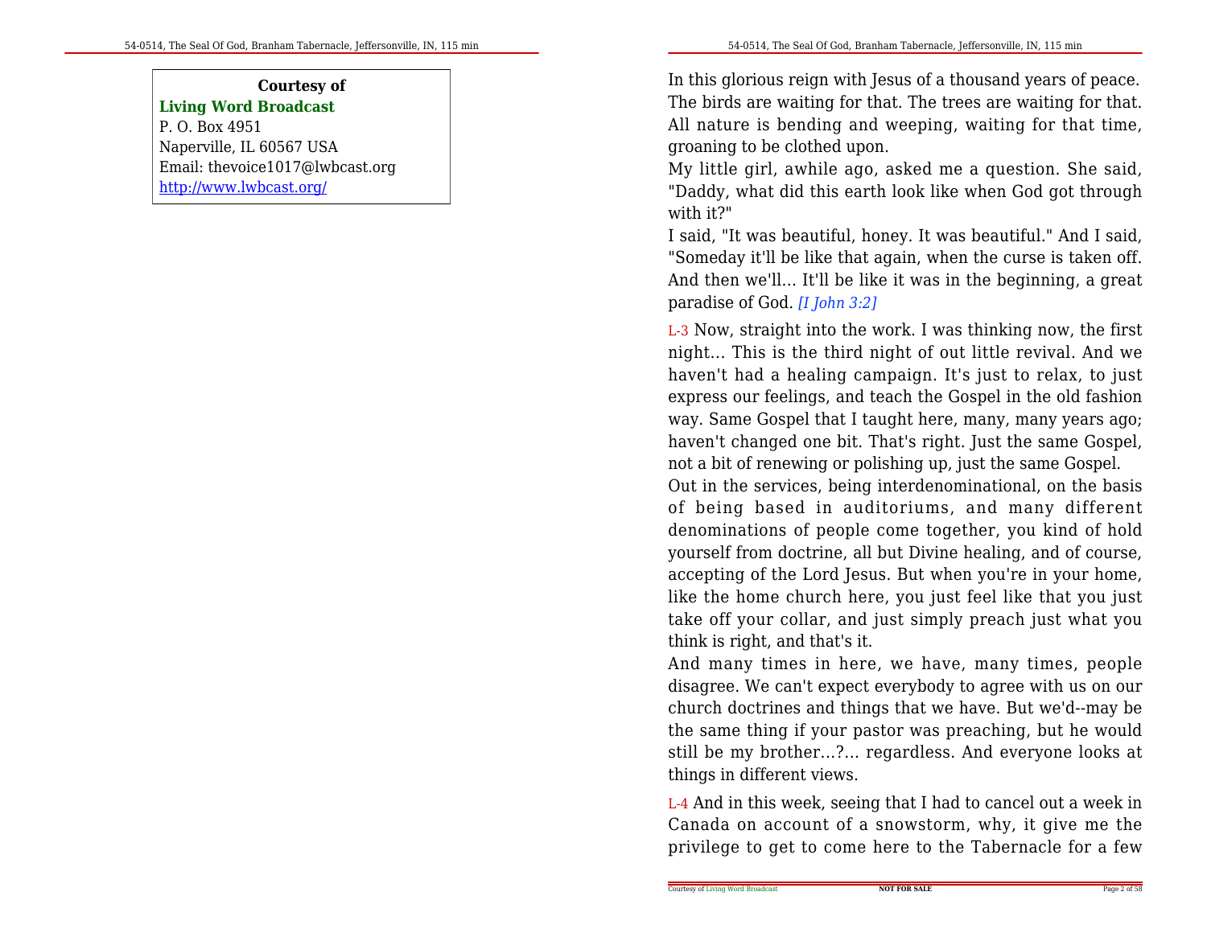**Courtesy of**
**Living Word Broadcast**
P. O. Box 4951
Naperville, IL 60567 USA
Email: thevoice1017@lwbcast.org
http://www.lwbcast.org/

In this glorious reign with Jesus of a thousand years of peace. The birds are waiting for that. The trees are waiting for that. All nature is bending and weeping, waiting for that time, groaning to be clothed upon.

My little girl, awhile ago, asked me a question. She said, "Daddy, what did this earth look like when God got through with it?"

I said, "It was beautiful, honey. It was beautiful." And I said, "Someday it'll be like that again, when the curse is taken off. And then we'll... It'll be like it was in the beginning, a great paradise of God. *[I John 3:2]*

L-3 Now, straight into the work. I was thinking now, the first night... This is the third night of out little revival. And we haven't had a healing campaign. It's just to relax, to just express our feelings, and teach the Gospel in the old fashion way. Same Gospel that I taught here, many, many years ago; haven't changed one bit. That's right. Just the same Gospel, not a bit of renewing or polishing up, just the same Gospel.

Out in the services, being interdenominational, on the basis of being based in auditoriums, and many different denominations of people come together, you kind of hold yourself from doctrine, all but Divine healing, and of course, accepting of the Lord Jesus. But when you're in your home, like the home church here, you just feel like that you just take off your collar, and just simply preach just what you think is right, and that's it.

And many times in here, we have, many times, people disagree. We can't expect everybody to agree with us on our church doctrines and things that we have. But we'd--may be the same thing if your pastor was preaching, but he would still be my brother...?... regardless. And everyone looks at things in different views.

L-4 And in this week, seeing that I had to cancel out a week in Canada on account of a snowstorm, why, it give me the privilege to get to come here to the Tabernacle for a few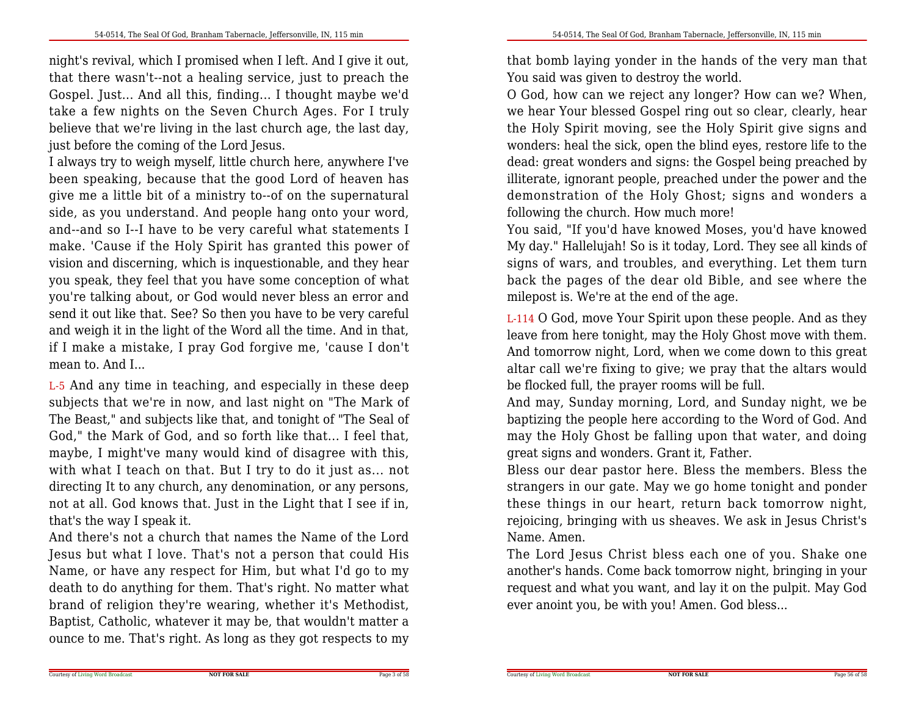night's revival, which I promised when I left. And I give it out, that there wasn't--not a healing service, just to preach the Gospel. Just... And all this, finding... I thought maybe we'd take a few nights on the Seven Church Ages. For I truly believe that we're living in the last church age, the last day, just before the coming of the Lord Jesus.

I always try to weigh myself, little church here, anywhere I've been speaking, because that the good Lord of heaven has give me a little bit of a ministry to--of on the supernatural side, as you understand. And people hang onto your word, and--and so I--I have to be very careful what statements I make. 'Cause if the Holy Spirit has granted this power of vision and discerning, which is inquestionable, and they hear you speak, they feel that you have some conception of what you're talking about, or God would never bless an error and send it out like that. See? So then you have to be very careful and weigh it in the light of the Word all the time. And in that, if I make a mistake, I pray God forgive me, 'cause I don't mean to. And I...

L-5 And any time in teaching, and especially in these deep subjects that we're in now, and last night on "The Mark of The Beast," and subjects like that, and tonight of "The Seal of God," the Mark of God, and so forth like that... I feel that, maybe, I might've many would kind of disagree with this, with what I teach on that. But I try to do it just as... not directing It to any church, any denomination, or any persons, not at all. God knows that. Just in the Light that I see if in, that's the way I speak it.

And there's not a church that names the Name of the Lord Jesus but what I love. That's not a person that could His Name, or have any respect for Him, but what I'd go to my death to do anything for them. That's right. No matter what brand of religion they're wearing, whether it's Methodist, Baptist, Catholic, whatever it may be, that wouldn't matter a ounce to me. That's right. As long as they got respects to my

that bomb laying yonder in the hands of the very man that You said was given to destroy the world.

O God, how can we reject any longer? How can we? When, we hear Your blessed Gospel ring out so clear, clearly, hear the Holy Spirit moving, see the Holy Spirit give signs and wonders: heal the sick, open the blind eyes, restore life to the dead: great wonders and signs: the Gospel being preached by illiterate, ignorant people, preached under the power and the demonstration of the Holy Ghost; signs and wonders a following the church. How much more!

You said, "If you'd have knowed Moses, you'd have knowed My day." Hallelujah! So is it today, Lord. They see all kinds of signs of wars, and troubles, and everything. Let them turn back the pages of the dear old Bible, and see where the milepost is. We're at the end of the age.

L-114 O God, move Your Spirit upon these people. And as they leave from here tonight, may the Holy Ghost move with them. And tomorrow night, Lord, when we come down to this great altar call we're fixing to give; we pray that the altars would be flocked full, the prayer rooms will be full.

And may, Sunday morning, Lord, and Sunday night, we be baptizing the people here according to the Word of God. And may the Holy Ghost be falling upon that water, and doing great signs and wonders. Grant it, Father.

Bless our dear pastor here. Bless the members. Bless the strangers in our gate. May we go home tonight and ponder these things in our heart, return back tomorrow night, rejoicing, bringing with us sheaves. We ask in Jesus Christ's Name. Amen.

The Lord Jesus Christ bless each one of you. Shake one another's hands. Come back tomorrow night, bringing in your request and what you want, and lay it on the pulpit. May God ever anoint you, be with you! Amen. God bless...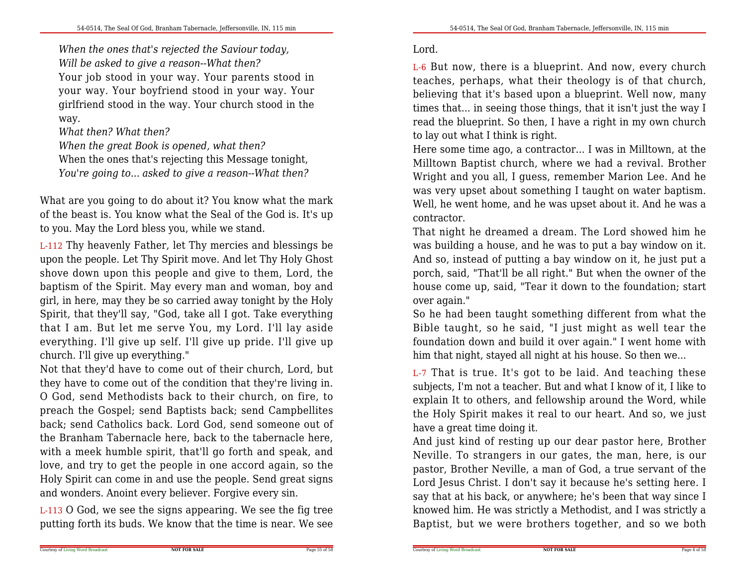*When the ones that's rejected the Saviour today,*
*Will be asked to give a reason--What then?*
Your job stood in your way. Your parents stood in your way. Your boyfriend stood in your way. Your girlfriend stood in the way. Your church stood in the way.
*What then? What then?*
*When the great Book is opened, what then?*
When the ones that's rejecting this Message tonight,
*You're going to... asked to give a reason--What then?*

What are you going to do about it? You know what the mark of the beast is. You know what the Seal of the God is. It's up to you. May the Lord bless you, while we stand.

L-112 Thy heavenly Father, let Thy mercies and blessings be upon the people. Let Thy Spirit move. And let Thy Holy Ghost shove down upon this people and give to them, Lord, the baptism of the Spirit. May every man and woman, boy and girl, in here, may they be so carried away tonight by the Holy Spirit, that they'll say, "God, take all I got. Take everything that I am. But let me serve You, my Lord. I'll lay aside everything. I'll give up self. I'll give up pride. I'll give up church. I'll give up everything."

Not that they'd have to come out of their church, Lord, but they have to come out of the condition that they're living in. O God, send Methodists back to their church, on fire, to preach the Gospel; send Baptists back; send Campbellites back; send Catholics back. Lord God, send someone out of the Branham Tabernacle here, back to the tabernacle here, with a meek humble spirit, that'll go forth and speak, and love, and try to get the people in one accord again, so the Holy Spirit can come in and use the people. Send great signs and wonders. Anoint every believer. Forgive every sin.

L-113 O God, we see the signs appearing. We see the fig tree putting forth its buds. We know that the time is near. We see

Lord.

L-6 But now, there is a blueprint. And now, every church teaches, perhaps, what their theology is of that church, believing that it's based upon a blueprint. Well now, many times that... in seeing those things, that it isn't just the way I read the blueprint. So then, I have a right in my own church to lay out what I think is right.

Here some time ago, a contractor... I was in Milltown, at the Milltown Baptist church, where we had a revival. Brother Wright and you all, I guess, remember Marion Lee. And he was very upset about something I taught on water baptism. Well, he went home, and he was upset about it. And he was a contractor.

That night he dreamed a dream. The Lord showed him he was building a house, and he was to put a bay window on it. And so, instead of putting a bay window on it, he just put a porch, said, "That'll be all right." But when the owner of the house come up, said, "Tear it down to the foundation; start over again."

So he had been taught something different from what the Bible taught, so he said, "I just might as well tear the foundation down and build it over again." I went home with him that night, stayed all night at his house. So then we...

L-7 That is true. It's got to be laid. And teaching these subjects, I'm not a teacher. But and what I know of it, I like to explain It to others, and fellowship around the Word, while the Holy Spirit makes it real to our heart. And so, we just have a great time doing it.

And just kind of resting up our dear pastor here, Brother Neville. To strangers in our gates, the man, here, is our pastor, Brother Neville, a man of God, a true servant of the Lord Jesus Christ. I don't say it because he's setting here. I say that at his back, or anywhere; he's been that way since I knowed him. He was strictly a Methodist, and I was strictly a Baptist, but we were brothers together, and so we both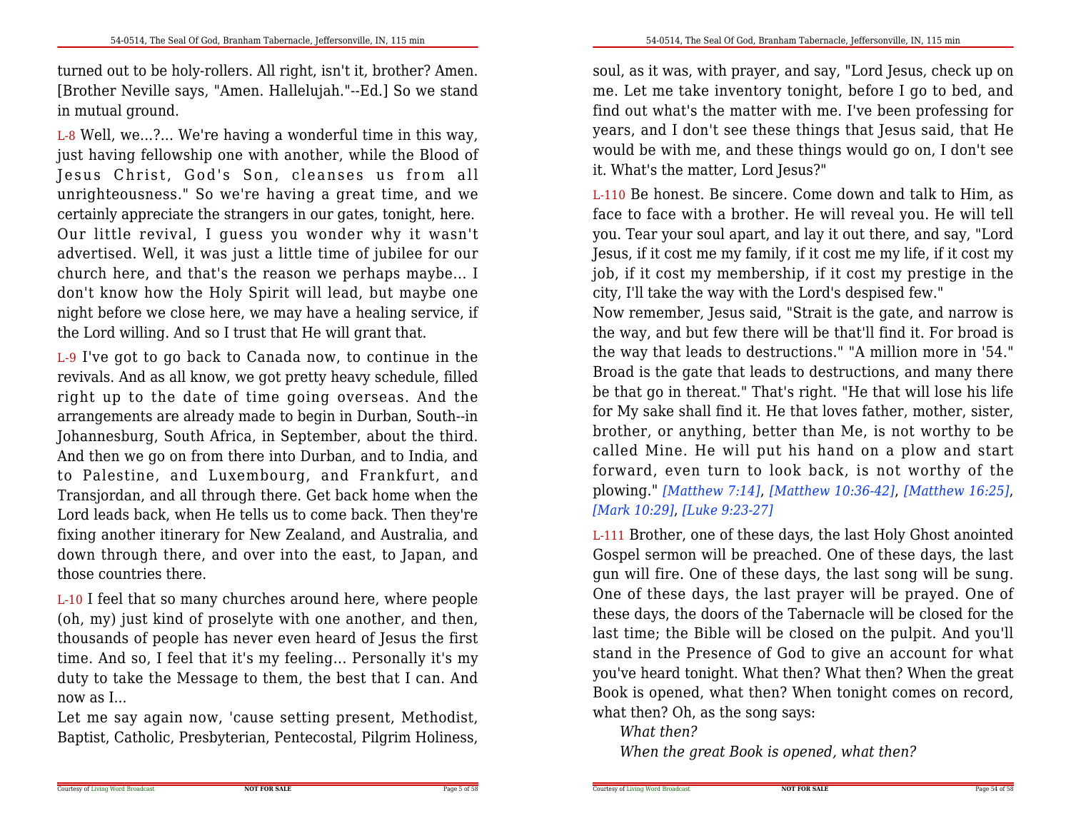turned out to be holy-rollers. All right, isn't it, brother? Amen. [Brother Neville says, "Amen. Hallelujah."--Ed.] So we stand in mutual ground.

L-8 Well, we...?... We're having a wonderful time in this way, just having fellowship one with another, while the Blood of Jesus Christ, God's Son, cleanses us from all unrighteousness." So we're having a great time, and we certainly appreciate the strangers in our gates, tonight, here. Our little revival, I guess you wonder why it wasn't advertised. Well, it was just a little time of jubilee for our church here, and that's the reason we perhaps maybe... I don't know how the Holy Spirit will lead, but maybe one night before we close here, we may have a healing service, if the Lord willing. And so I trust that He will grant that.

L-9 I've got to go back to Canada now, to continue in the revivals. And as all know, we got pretty heavy schedule, filled right up to the date of time going overseas. And the arrangements are already made to begin in Durban, South--in Johannesburg, South Africa, in September, about the third. And then we go on from there into Durban, and to India, and to Palestine, and Luxembourg, and Frankfurt, and Transjordan, and all through there. Get back home when the Lord leads back, when He tells us to come back. Then they're fixing another itinerary for New Zealand, and Australia, and down through there, and over into the east, to Japan, and those countries there.

L-10 I feel that so many churches around here, where people (oh, my) just kind of proselyte with one another, and then, thousands of people has never even heard of Jesus the first time. And so, I feel that it's my feeling... Personally it's my duty to take the Message to them, the best that I can. And now as I...

Let me say again now, 'cause setting present, Methodist, Baptist, Catholic, Presbyterian, Pentecostal, Pilgrim Holiness,

soul, as it was, with prayer, and say, "Lord Jesus, check up on me. Let me take inventory tonight, before I go to bed, and find out what's the matter with me. I've been professing for years, and I don't see these things that Jesus said, that He would be with me, and these things would go on, I don't see it. What's the matter, Lord Jesus?"

L-110 Be honest. Be sincere. Come down and talk to Him, as face to face with a brother. He will reveal you. He will tell you. Tear your soul apart, and lay it out there, and say, "Lord Jesus, if it cost me my family, if it cost me my life, if it cost my job, if it cost my membership, if it cost my prestige in the city, I'll take the way with the Lord's despised few."

Now remember, Jesus said, "Strait is the gate, and narrow is the way, and but few there will be that'll find it. For broad is the way that leads to destructions." "A million more in '54." Broad is the gate that leads to destructions, and many there be that go in thereat." That's right. "He that will lose his life for My sake shall find it. He that loves father, mother, sister, brother, or anything, better than Me, is not worthy to be called Mine. He will put his hand on a plow and start forward, even turn to look back, is not worthy of the plowing." *[Matthew 7:14]*, *[Matthew 10:36-42]*, *[Matthew 16:25]*, *[Mark 10:29]*, *[Luke 9:23-27]*

L-111 Brother, one of these days, the last Holy Ghost anointed Gospel sermon will be preached. One of these days, the last gun will fire. One of these days, the last song will be sung. One of these days, the last prayer will be prayed. One of these days, the doors of the Tabernacle will be closed for the last time; the Bible will be closed on the pulpit. And you'll stand in the Presence of God to give an account for what you've heard tonight. What then? What then? When the great Book is opened, what then? When tonight comes on record, what then? Oh, as the song says:

*What then?*
*When the great Book is opened, what then?*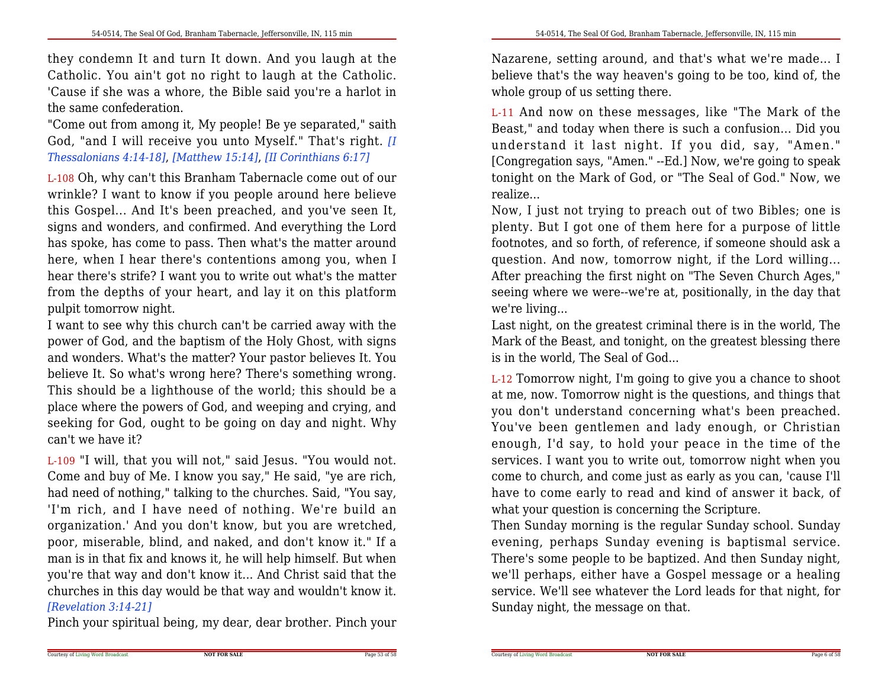they condemn It and turn It down. And you laugh at the Catholic. You ain't got no right to laugh at the Catholic. 'Cause if she was a whore, the Bible said you're a harlot in the same confederation.

"Come out from among it, My people! Be ye separated," saith God, "and I will receive you unto Myself." That's right. *[I Thessalonians 4:14-18]*, *[Matthew 15:14]*, *[II Corinthians 6:17]*

L-108 Oh, why can't this Branham Tabernacle come out of our wrinkle? I want to know if you people around here believe this Gospel... And It's been preached, and you've seen It, signs and wonders, and confirmed. And everything the Lord has spoke, has come to pass. Then what's the matter around here, when I hear there's contentions among you, when I hear there's strife? I want you to write out what's the matter from the depths of your heart, and lay it on this platform pulpit tomorrow night.

I want to see why this church can't be carried away with the power of God, and the baptism of the Holy Ghost, with signs and wonders. What's the matter? Your pastor believes It. You believe It. So what's wrong here? There's something wrong. This should be a lighthouse of the world; this should be a place where the powers of God, and weeping and crying, and seeking for God, ought to be going on day and night. Why can't we have it?

L-109 "I will, that you will not," said Jesus. "You would not. Come and buy of Me. I know you say," He said, "ye are rich, had need of nothing," talking to the churches. Said, "You say, 'I'm rich, and I have need of nothing. We're build an organization.' And you don't know, but you are wretched, poor, miserable, blind, and naked, and don't know it." If a man is in that fix and knows it, he will help himself. But when you're that way and don't know it... And Christ said that the churches in this day would be that way and wouldn't know it. *[Revelation 3:14-21]*

Pinch your spiritual being, my dear, dear brother. Pinch your

Nazarene, setting around, and that's what we're made... I believe that's the way heaven's going to be too, kind of, the whole group of us setting there.

L-11 And now on these messages, like "The Mark of the Beast," and today when there is such a confusion... Did you understand it last night. If you did, say, "Amen." [Congregation says, "Amen." --Ed.] Now, we're going to speak tonight on the Mark of God, or "The Seal of God." Now, we realize...

Now, I just not trying to preach out of two Bibles; one is plenty. But I got one of them here for a purpose of little footnotes, and so forth, of reference, if someone should ask a question. And now, tomorrow night, if the Lord willing... After preaching the first night on "The Seven Church Ages," seeing where we were--we're at, positionally, in the day that we're living...

Last night, on the greatest criminal there is in the world, The Mark of the Beast, and tonight, on the greatest blessing there is in the world, The Seal of God...

L-12 Tomorrow night, I'm going to give you a chance to shoot at me, now. Tomorrow night is the questions, and things that you don't understand concerning what's been preached. You've been gentlemen and lady enough, or Christian enough, I'd say, to hold your peace in the time of the services. I want you to write out, tomorrow night when you come to church, and come just as early as you can, 'cause I'll have to come early to read and kind of answer it back, of what your question is concerning the Scripture.

Then Sunday morning is the regular Sunday school. Sunday evening, perhaps Sunday evening is baptismal service. There's some people to be baptized. And then Sunday night, we'll perhaps, either have a Gospel message or a healing service. We'll see whatever the Lord leads for that night, for Sunday night, the message on that.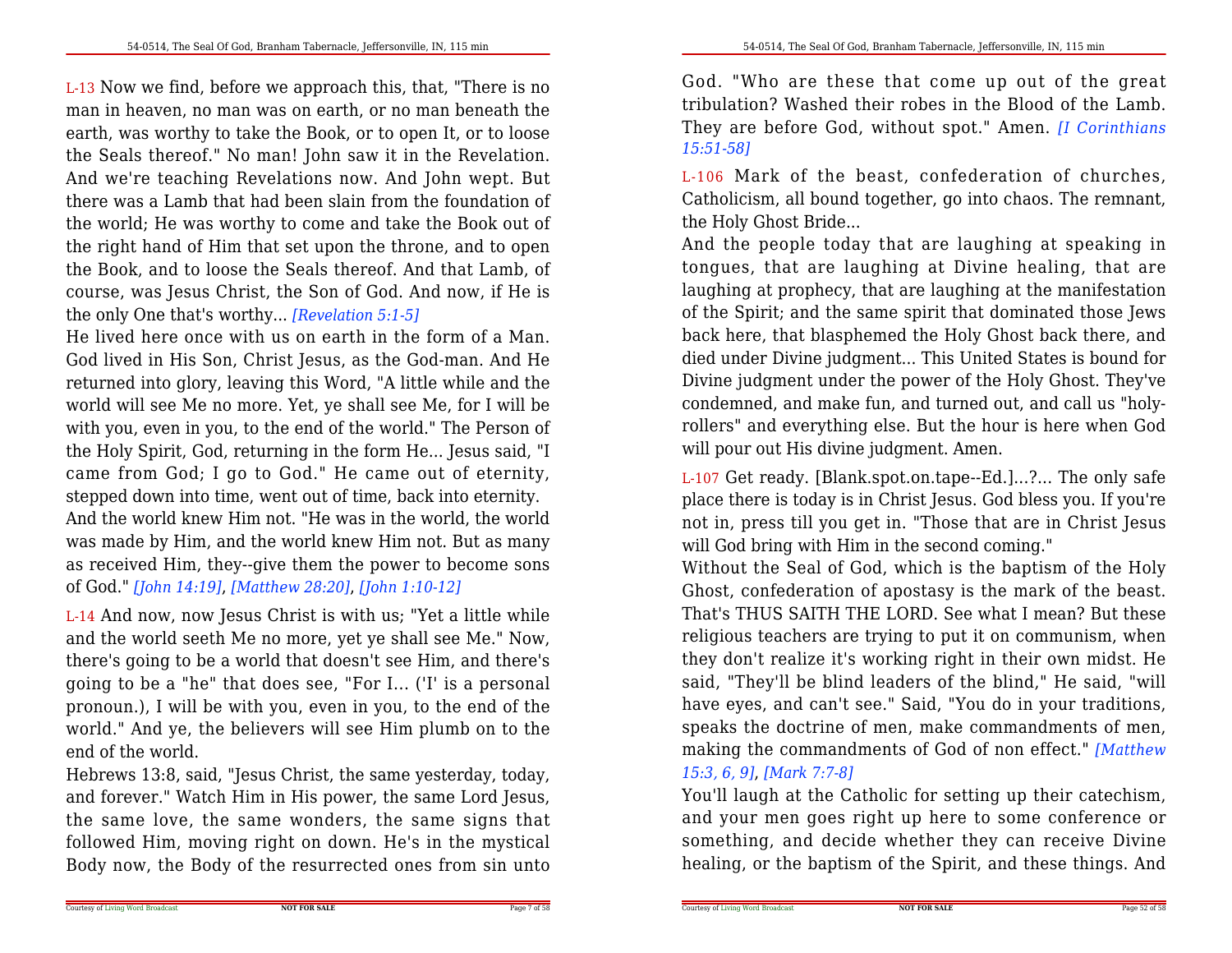L-13 Now we find, before we approach this, that, "There is no man in heaven, no man was on earth, or no man beneath the earth, was worthy to take the Book, or to open It, or to loose the Seals thereof." No man! John saw it in the Revelation. And we're teaching Revelations now. And John wept. But there was a Lamb that had been slain from the foundation of the world; He was worthy to come and take the Book out of the right hand of Him that set upon the throne, and to open the Book, and to loose the Seals thereof. And that Lamb, of course, was Jesus Christ, the Son of God. And now, if He is the only One that's worthy... *[Revelation 5:1-5]*

He lived here once with us on earth in the form of a Man. God lived in His Son, Christ Jesus, as the God-man. And He returned into glory, leaving this Word, "A little while and the world will see Me no more. Yet, ye shall see Me, for I will be with you, even in you, to the end of the world." The Person of the Holy Spirit, God, returning in the form He... Jesus said, "I came from God; I go to God." He came out of eternity, stepped down into time, went out of time, back into eternity.

And the world knew Him not. "He was in the world, the world was made by Him, and the world knew Him not. But as many as received Him, they--give them the power to become sons of God." *[John 14:19]*, *[Matthew 28:20]*, *[John 1:10-12]*

L-14 And now, now Jesus Christ is with us; "Yet a little while and the world seeth Me no more, yet ye shall see Me." Now, there's going to be a world that doesn't see Him, and there's going to be a "he" that does see, "For I... ('I' is a personal pronoun.), I will be with you, even in you, to the end of the world." And ye, the believers will see Him plumb on to the end of the world.

Hebrews 13:8, said, "Jesus Christ, the same yesterday, today, and forever." Watch Him in His power, the same Lord Jesus, the same love, the same wonders, the same signs that followed Him, moving right on down. He's in the mystical Body now, the Body of the resurrected ones from sin unto God. "Who are these that come up out of the great tribulation? Washed their robes in the Blood of the Lamb. They are before God, without spot." Amen. *[I Corinthians 15:51-58]*

L-106 Mark of the beast, confederation of churches, Catholicism, all bound together, go into chaos. The remnant, the Holy Ghost Bride...

And the people today that are laughing at speaking in tongues, that are laughing at Divine healing, that are laughing at prophecy, that are laughing at the manifestation of the Spirit; and the same spirit that dominated those Jews back here, that blasphemed the Holy Ghost back there, and died under Divine judgment... This United States is bound for Divine judgment under the power of the Holy Ghost. They've condemned, and make fun, and turned out, and call us "holy-rollers" and everything else. But the hour is here when God will pour out His divine judgment. Amen.

L-107 Get ready. [Blank.spot.on.tape--Ed.]...?... The only safe place there is today is in Christ Jesus. God bless you. If you're not in, press till you get in. "Those that are in Christ Jesus will God bring with Him in the second coming."

Without the Seal of God, which is the baptism of the Holy Ghost, confederation of apostasy is the mark of the beast. That's THUS SAITH THE LORD. See what I mean? But these religious teachers are trying to put it on communism, when they don't realize it's working right in their own midst. He said, "They'll be blind leaders of the blind," He said, "will have eyes, and can't see." Said, "You do in your traditions, speaks the doctrine of men, make commandments of men, making the commandments of God of non effect." *[Matthew 15:3, 6, 9]*, *[Mark 7:7-8]*

You'll laugh at the Catholic for setting up their catechism, and your men goes right up here to some conference or something, and decide whether they can receive Divine healing, or the baptism of the Spirit, and these things. And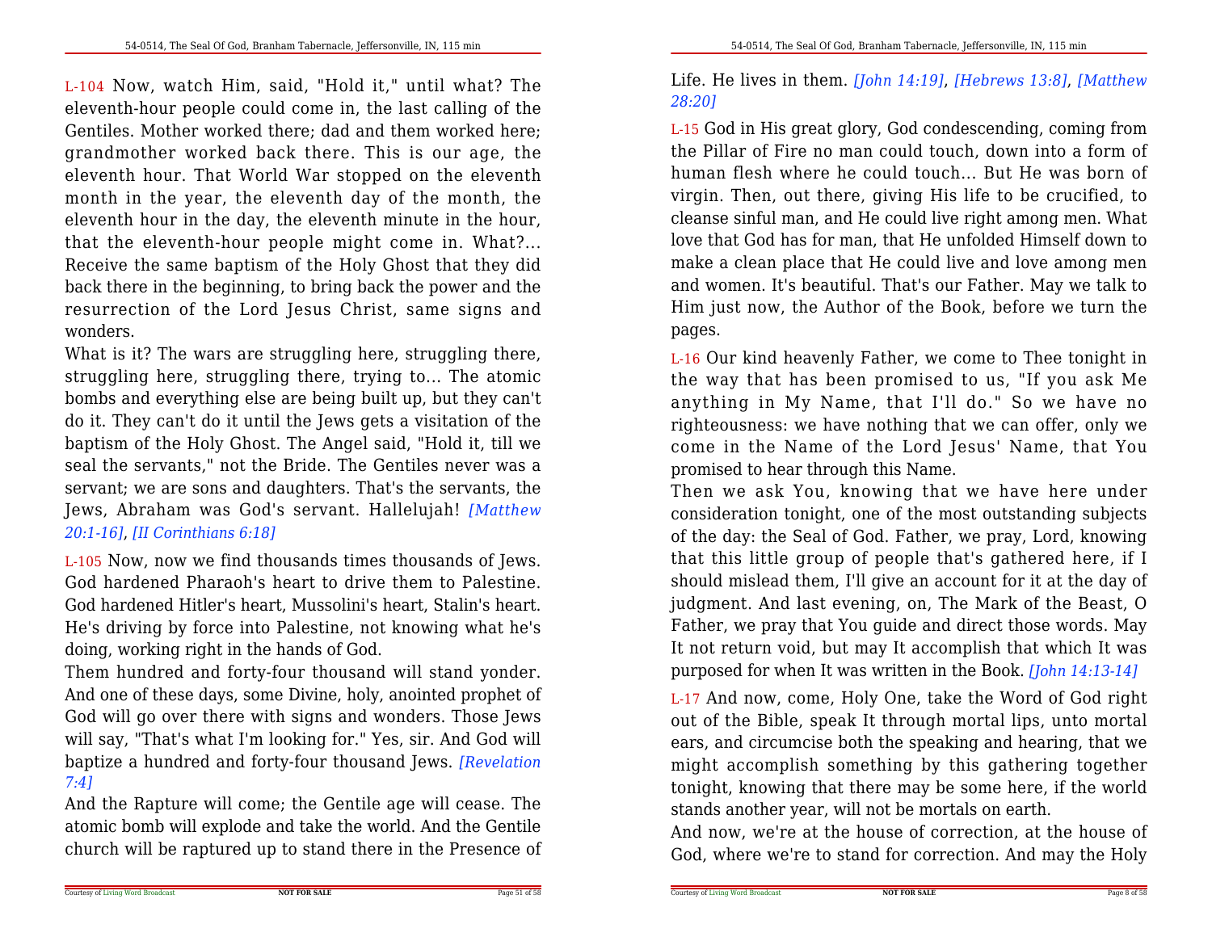L-104 Now, watch Him, said, "Hold it," until what? The eleventh-hour people could come in, the last calling of the Gentiles. Mother worked there; dad and them worked here; grandmother worked back there. This is our age, the eleventh hour. That World War stopped on the eleventh month in the year, the eleventh day of the month, the eleventh hour in the day, the eleventh minute in the hour, that the eleventh-hour people might come in. What?... Receive the same baptism of the Holy Ghost that they did back there in the beginning, to bring back the power and the resurrection of the Lord Jesus Christ, same signs and wonders.

What is it? The wars are struggling here, struggling there, struggling here, struggling there, trying to... The atomic bombs and everything else are being built up, but they can't do it. They can't do it until the Jews gets a visitation of the baptism of the Holy Ghost. The Angel said, "Hold it, till we seal the servants," not the Bride. The Gentiles never was a servant; we are sons and daughters. That's the servants, the Jews, Abraham was God's servant. Hallelujah! *[Matthew 20:1-16]*, *[II Corinthians 6:18]*

L-105 Now, now we find thousands times thousands of Jews. God hardened Pharaoh's heart to drive them to Palestine. God hardened Hitler's heart, Mussolini's heart, Stalin's heart. He's driving by force into Palestine, not knowing what he's doing, working right in the hands of God.

Them hundred and forty-four thousand will stand yonder. And one of these days, some Divine, holy, anointed prophet of God will go over there with signs and wonders. Those Jews will say, "That's what I'm looking for." Yes, sir. And God will baptize a hundred and forty-four thousand Jews. *[Revelation 7:4]*

And the Rapture will come; the Gentile age will cease. The atomic bomb will explode and take the world. And the Gentile church will be raptured up to stand there in the Presence of

Life. He lives in them. *[John 14:19]*, *[Hebrews 13:8]*, *[Matthew 28:20]*

L-15 God in His great glory, God condescending, coming from the Pillar of Fire no man could touch, down into a form of human flesh where he could touch... But He was born of virgin. Then, out there, giving His life to be crucified, to cleanse sinful man, and He could live right among men. What love that God has for man, that He unfolded Himself down to make a clean place that He could live and love among men and women. It's beautiful. That's our Father. May we talk to Him just now, the Author of the Book, before we turn the pages.

L-16 Our kind heavenly Father, we come to Thee tonight in the way that has been promised to us, "If you ask Me anything in My Name, that I'll do." So we have no righteousness: we have nothing that we can offer, only we come in the Name of the Lord Jesus' Name, that You promised to hear through this Name.

Then we ask You, knowing that we have here under consideration tonight, one of the most outstanding subjects of the day: the Seal of God. Father, we pray, Lord, knowing that this little group of people that's gathered here, if I should mislead them, I'll give an account for it at the day of judgment. And last evening, on, The Mark of the Beast, O Father, we pray that You guide and direct those words. May It not return void, but may It accomplish that which It was purposed for when It was written in the Book. *[John 14:13-14]*

L-17 And now, come, Holy One, take the Word of God right out of the Bible, speak It through mortal lips, unto mortal ears, and circumcise both the speaking and hearing, that we might accomplish something by this gathering together tonight, knowing that there may be some here, if the world stands another year, will not be mortals on earth.

And now, we're at the house of correction, at the house of God, where we're to stand for correction. And may the Holy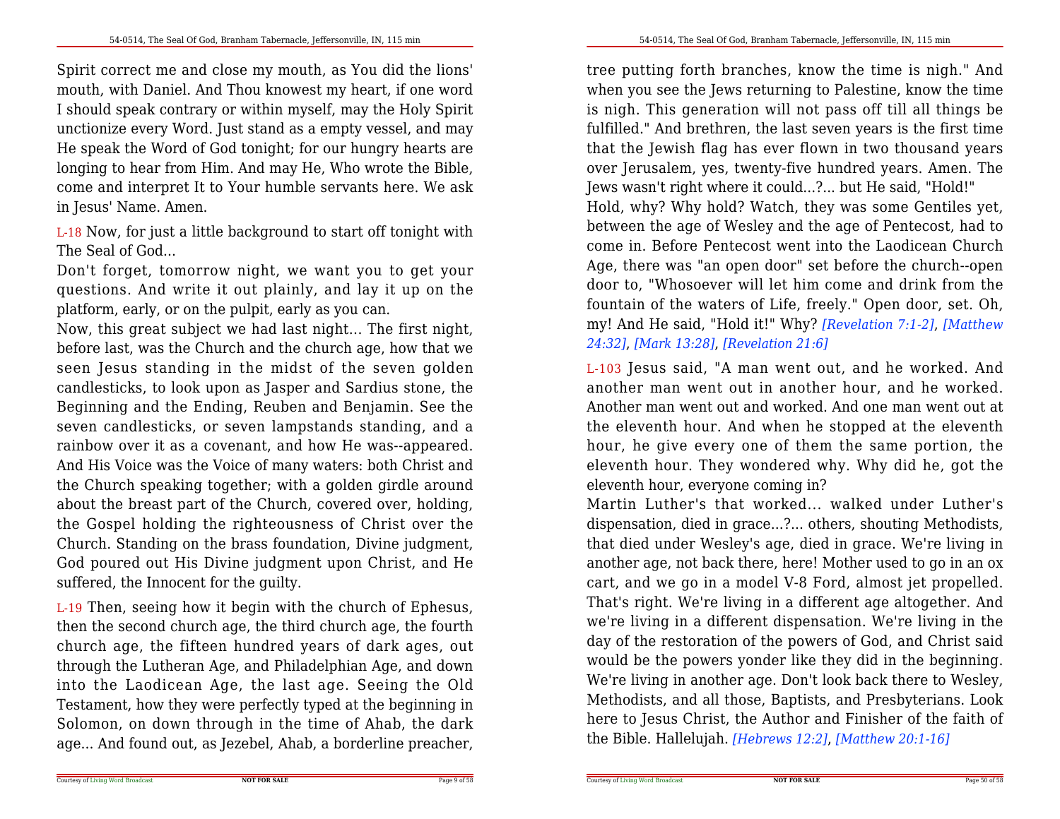Spirit correct me and close my mouth, as You did the lions' mouth, with Daniel. And Thou knowest my heart, if one word I should speak contrary or within myself, may the Holy Spirit unctionize every Word. Just stand as a empty vessel, and may He speak the Word of God tonight; for our hungry hearts are longing to hear from Him. And may He, Who wrote the Bible, come and interpret It to Your humble servants here. We ask in Jesus' Name. Amen.

L-18 Now, for just a little background to start off tonight with The Seal of God...

Don't forget, tomorrow night, we want you to get your questions. And write it out plainly, and lay it up on the platform, early, or on the pulpit, early as you can.

Now, this great subject we had last night... The first night, before last, was the Church and the church age, how that we seen Jesus standing in the midst of the seven golden candlesticks, to look upon as Jasper and Sardius stone, the Beginning and the Ending, Reuben and Benjamin. See the seven candlesticks, or seven lampstands standing, and a rainbow over it as a covenant, and how He was--appeared. And His Voice was the Voice of many waters: both Christ and the Church speaking together; with a golden girdle around about the breast part of the Church, covered over, holding, the Gospel holding the righteousness of Christ over the Church. Standing on the brass foundation, Divine judgment, God poured out His Divine judgment upon Christ, and He suffered, the Innocent for the guilty.

L-19 Then, seeing how it begin with the church of Ephesus, then the second church age, the third church age, the fourth church age, the fifteen hundred years of dark ages, out through the Lutheran Age, and Philadelphian Age, and down into the Laodicean Age, the last age. Seeing the Old Testament, how they were perfectly typed at the beginning in Solomon, on down through in the time of Ahab, the dark age... And found out, as Jezebel, Ahab, a borderline preacher,

tree putting forth branches, know the time is nigh." And when you see the Jews returning to Palestine, know the time is nigh. This generation will not pass off till all things be fulfilled." And brethren, the last seven years is the first time that the Jewish flag has ever flown in two thousand years over Jerusalem, yes, twenty-five hundred years. Amen. The Jews wasn't right where it could...?... but He said, "Hold!"

Hold, why? Why hold? Watch, they was some Gentiles yet, between the age of Wesley and the age of Pentecost, had to come in. Before Pentecost went into the Laodicean Church Age, there was "an open door" set before the church--open door to, "Whosoever will let him come and drink from the fountain of the waters of Life, freely." Open door, set. Oh, my! And He said, "Hold it!" Why? *[Revelation 7:1-2]*, *[Matthew 24:32]*, *[Mark 13:28]*, *[Revelation 21:6]*

L-103 Jesus said, "A man went out, and he worked. And another man went out in another hour, and he worked. Another man went out and worked. And one man went out at the eleventh hour. And when he stopped at the eleventh hour, he give every one of them the same portion, the eleventh hour. They wondered why. Why did he, got the eleventh hour, everyone coming in?

Martin Luther's that worked... walked under Luther's dispensation, died in grace...?... others, shouting Methodists, that died under Wesley's age, died in grace. We're living in another age, not back there, here! Mother used to go in an ox cart, and we go in a model V-8 Ford, almost jet propelled. That's right. We're living in a different age altogether. And we're living in a different dispensation. We're living in the day of the restoration of the powers of God, and Christ said would be the powers yonder like they did in the beginning. We're living in another age. Don't look back there to Wesley, Methodists, and all those, Baptists, and Presbyterians. Look here to Jesus Christ, the Author and Finisher of the faith of the Bible. Hallelujah. *[Hebrews 12:2]*, *[Matthew 20:1-16]*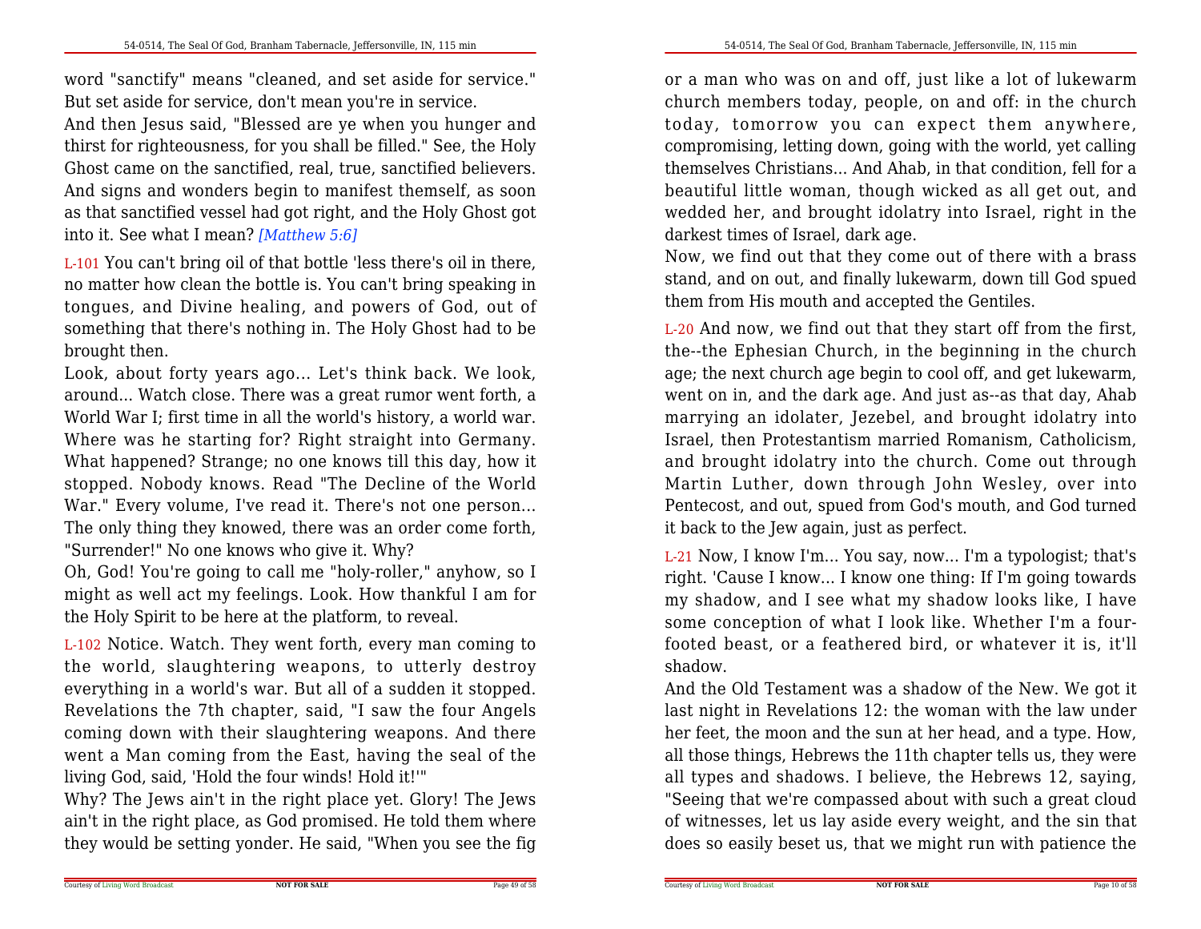word "sanctify" means "cleaned, and set aside for service." But set aside for service, don't mean you're in service.

And then Jesus said, "Blessed are ye when you hunger and thirst for righteousness, for you shall be filled." See, the Holy Ghost came on the sanctified, real, true, sanctified believers. And signs and wonders begin to manifest themself, as soon as that sanctified vessel had got right, and the Holy Ghost got into it. See what I mean? *[Matthew 5:6]*

L-101 You can't bring oil of that bottle 'less there's oil in there, no matter how clean the bottle is. You can't bring speaking in tongues, and Divine healing, and powers of God, out of something that there's nothing in. The Holy Ghost had to be brought then.

Look, about forty years ago... Let's think back. We look, around... Watch close. There was a great rumor went forth, a World War I; first time in all the world's history, a world war. Where was he starting for? Right straight into Germany. What happened? Strange; no one knows till this day, how it stopped. Nobody knows. Read "The Decline of the World War." Every volume, I've read it. There's not one person... The only thing they knowed, there was an order come forth, "Surrender!" No one knows who give it. Why?

Oh, God! You're going to call me "holy-roller," anyhow, so I might as well act my feelings. Look. How thankful I am for the Holy Spirit to be here at the platform, to reveal.

L-102 Notice. Watch. They went forth, every man coming to the world, slaughtering weapons, to utterly destroy everything in a world's war. But all of a sudden it stopped. Revelations the 7th chapter, said, "I saw the four Angels coming down with their slaughtering weapons. And there went a Man coming from the East, having the seal of the living God, said, 'Hold the four winds! Hold it!'"

Why? The Jews ain't in the right place yet. Glory! The Jews ain't in the right place, as God promised. He told them where they would be setting yonder. He said, "When you see the fig

or a man who was on and off, just like a lot of lukewarm church members today, people, on and off: in the church today, tomorrow you can expect them anywhere, compromising, letting down, going with the world, yet calling themselves Christians... And Ahab, in that condition, fell for a beautiful little woman, though wicked as all get out, and wedded her, and brought idolatry into Israel, right in the darkest times of Israel, dark age.

Now, we find out that they come out of there with a brass stand, and on out, and finally lukewarm, down till God spued them from His mouth and accepted the Gentiles.

L-20 And now, we find out that they start off from the first, the--the Ephesian Church, in the beginning in the church age; the next church age begin to cool off, and get lukewarm, went on in, and the dark age. And just as--as that day, Ahab marrying an idolater, Jezebel, and brought idolatry into Israel, then Protestantism married Romanism, Catholicism, and brought idolatry into the church. Come out through Martin Luther, down through John Wesley, over into Pentecost, and out, spued from God's mouth, and God turned it back to the Jew again, just as perfect.

L-21 Now, I know I'm... You say, now... I'm a typologist; that's right. 'Cause I know... I know one thing: If I'm going towards my shadow, and I see what my shadow looks like, I have some conception of what I look like. Whether I'm a four-footed beast, or a feathered bird, or whatever it is, it'll shadow.

And the Old Testament was a shadow of the New. We got it last night in Revelations 12: the woman with the law under her feet, the moon and the sun at her head, and a type. How, all those things, Hebrews the 11th chapter tells us, they were all types and shadows. I believe, the Hebrews 12, saying, "Seeing that we're compassed about with such a great cloud of witnesses, let us lay aside every weight, and the sin that does so easily beset us, that we might run with patience the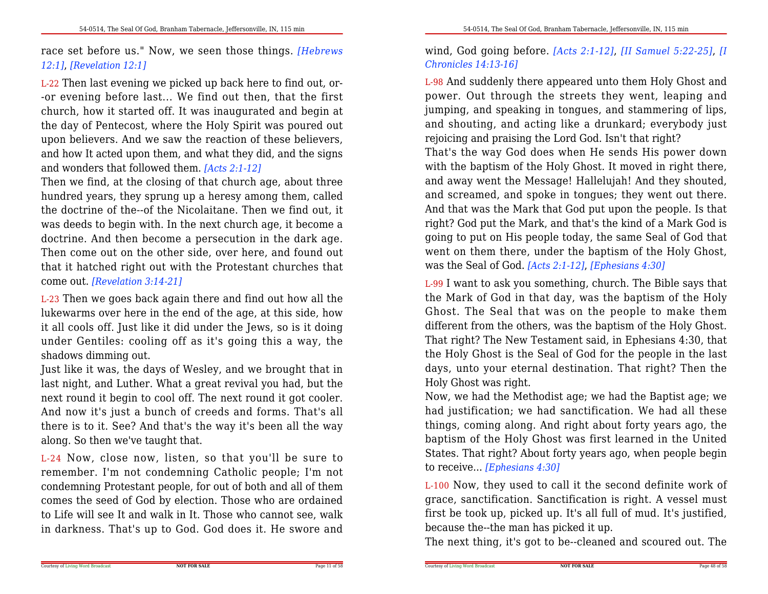race set before us." Now, we seen those things. *[Hebrews 12:1]*, *[Revelation 12:1]*

L-22 Then last evening we picked up back here to find out, or--or evening before last... We find out then, that the first church, how it started off. It was inaugurated and begin at the day of Pentecost, where the Holy Spirit was poured out upon believers. And we saw the reaction of these believers, and how It acted upon them, and what they did, and the signs and wonders that followed them. *[Acts 2:1-12]*

Then we find, at the closing of that church age, about three hundred years, they sprung up a heresy among them, called the doctrine of the--of the Nicolaitane. Then we find out, it was deeds to begin with. In the next church age, it become a doctrine. And then become a persecution in the dark age. Then come out on the other side, over here, and found out that it hatched right out with the Protestant churches that come out. *[Revelation 3:14-21]*

L-23 Then we goes back again there and find out how all the lukewarms over here in the end of the age, at this side, how it all cools off. Just like it did under the Jews, so is it doing under Gentiles: cooling off as it's going this a way, the shadows dimming out.

Just like it was, the days of Wesley, and we brought that in last night, and Luther. What a great revival you had, but the next round it begin to cool off. The next round it got cooler. And now it's just a bunch of creeds and forms. That's all there is to it. See? And that's the way it's been all the way along. So then we've taught that.

L-24 Now, close now, listen, so that you'll be sure to remember. I'm not condemning Catholic people; I'm not condemning Protestant people, for out of both and all of them comes the seed of God by election. Those who are ordained to Life will see It and walk in It. Those who cannot see, walk in darkness. That's up to God. God does it. He swore and

wind, God going before. *[Acts 2:1-12]*, *[II Samuel 5:22-25]*, *[I Chronicles 14:13-16]*

L-98 And suddenly there appeared unto them Holy Ghost and power. Out through the streets they went, leaping and jumping, and speaking in tongues, and stammering of lips, and shouting, and acting like a drunkard; everybody just rejoicing and praising the Lord God. Isn't that right?

That's the way God does when He sends His power down with the baptism of the Holy Ghost. It moved in right there, and away went the Message! Hallelujah! And they shouted, and screamed, and spoke in tongues; they went out there. And that was the Mark that God put upon the people. Is that right? God put the Mark, and that's the kind of a Mark God is going to put on His people today, the same Seal of God that went on them there, under the baptism of the Holy Ghost, was the Seal of God. *[Acts 2:1-12]*, *[Ephesians 4:30]*

L-99 I want to ask you something, church. The Bible says that the Mark of God in that day, was the baptism of the Holy Ghost. The Seal that was on the people to make them different from the others, was the baptism of the Holy Ghost. That right? The New Testament said, in Ephesians 4:30, that the Holy Ghost is the Seal of God for the people in the last days, unto your eternal destination. That right? Then the Holy Ghost was right.

Now, we had the Methodist age; we had the Baptist age; we had justification; we had sanctification. We had all these things, coming along. And right about forty years ago, the baptism of the Holy Ghost was first learned in the United States. That right? About forty years ago, when people begin to receive... *[Ephesians 4:30]*

L-100 Now, they used to call it the second definite work of grace, sanctification. Sanctification is right. A vessel must first be took up, picked up. It's all full of mud. It's justified, because the--the man has picked it up.

The next thing, it's got to be--cleaned and scoured out. The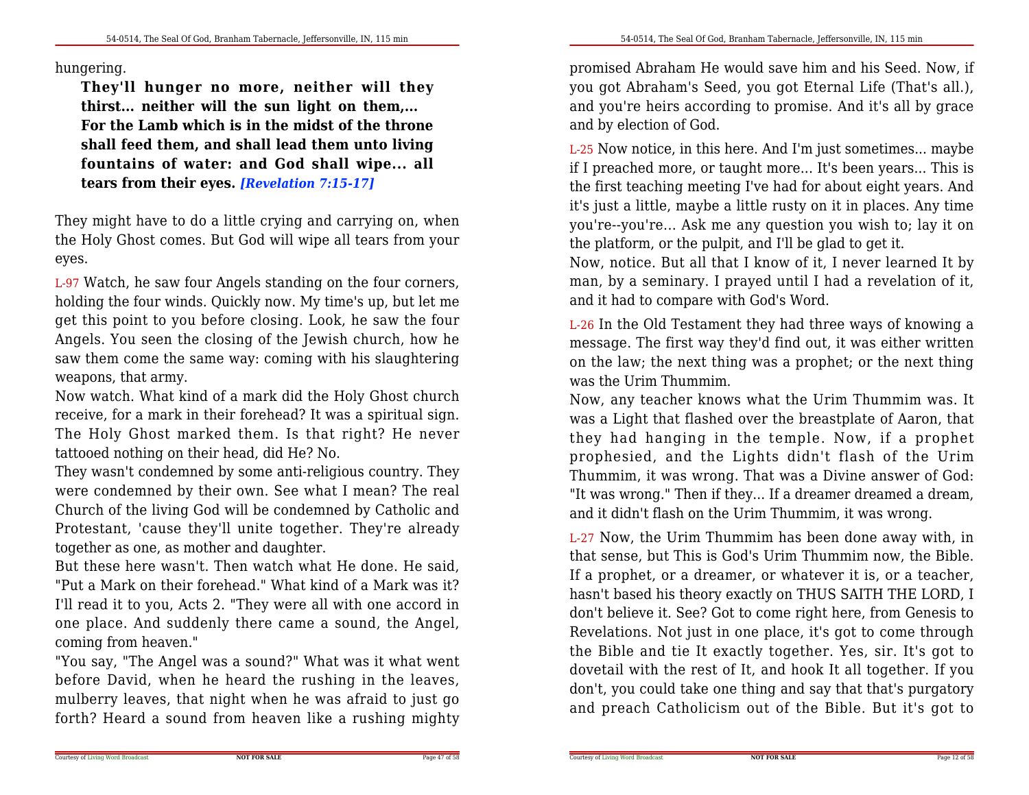hungering.

> **They'll hunger no more, neither will they thirst... neither will the sun light on them,... For the Lamb which is in the midst of the throne shall feed them, and shall lead them unto living fountains of water: and God shall wipe... all tears from their eyes.** ***[Revelation 7:15-17]***

They might have to do a little crying and carrying on, when the Holy Ghost comes. But God will wipe all tears from your eyes.

L-97 Watch, he saw four Angels standing on the four corners, holding the four winds. Quickly now. My time's up, but let me get this point to you before closing. Look, he saw the four Angels. You seen the closing of the Jewish church, how he saw them come the same way: coming with his slaughtering weapons, that army.

Now watch. What kind of a mark did the Holy Ghost church receive, for a mark in their forehead? It was a spiritual sign. The Holy Ghost marked them. Is that right? He never tattooed nothing on their head, did He? No.

They wasn't condemned by some anti-religious country. They were condemned by their own. See what I mean? The real Church of the living God will be condemned by Catholic and Protestant, 'cause they'll unite together. They're already together as one, as mother and daughter.

But these here wasn't. Then watch what He done. He said, "Put a Mark on their forehead." What kind of a Mark was it? I'll read it to you, Acts 2. "They were all with one accord in one place. And suddenly there came a sound, the Angel, coming from heaven."

"You say, "The Angel was a sound?" What was it what went before David, when he heard the rushing in the leaves, mulberry leaves, that night when he was afraid to just go forth? Heard a sound from heaven like a rushing mighty

promised Abraham He would save him and his Seed. Now, if you got Abraham's Seed, you got Eternal Life (That's all.), and you're heirs according to promise. And it's all by grace and by election of God.

L-25 Now notice, in this here. And I'm just sometimes... maybe if I preached more, or taught more... It's been years... This is the first teaching meeting I've had for about eight years. And it's just a little, maybe a little rusty on it in places. Any time you're--you're... Ask me any question you wish to; lay it on the platform, or the pulpit, and I'll be glad to get it.

Now, notice. But all that I know of it, I never learned It by man, by a seminary. I prayed until I had a revelation of it, and it had to compare with God's Word.

L-26 In the Old Testament they had three ways of knowing a message. The first way they'd find out, it was either written on the law; the next thing was a prophet; or the next thing was the Urim Thummim.

Now, any teacher knows what the Urim Thummim was. It was a Light that flashed over the breastplate of Aaron, that they had hanging in the temple. Now, if a prophet prophesied, and the Lights didn't flash of the Urim Thummim, it was wrong. That was a Divine answer of God: "It was wrong." Then if they... If a dreamer dreamed a dream, and it didn't flash on the Urim Thummim, it was wrong.

L-27 Now, the Urim Thummim has been done away with, in that sense, but This is God's Urim Thummim now, the Bible. If a prophet, or a dreamer, or whatever it is, or a teacher, hasn't based his theory exactly on THUS SAITH THE LORD, I don't believe it. See? Got to come right here, from Genesis to Revelations. Not just in one place, it's got to come through the Bible and tie It exactly together. Yes, sir. It's got to dovetail with the rest of It, and hook It all together. If you don't, you could take one thing and say that that's purgatory and preach Catholicism out of the Bible. But it's got to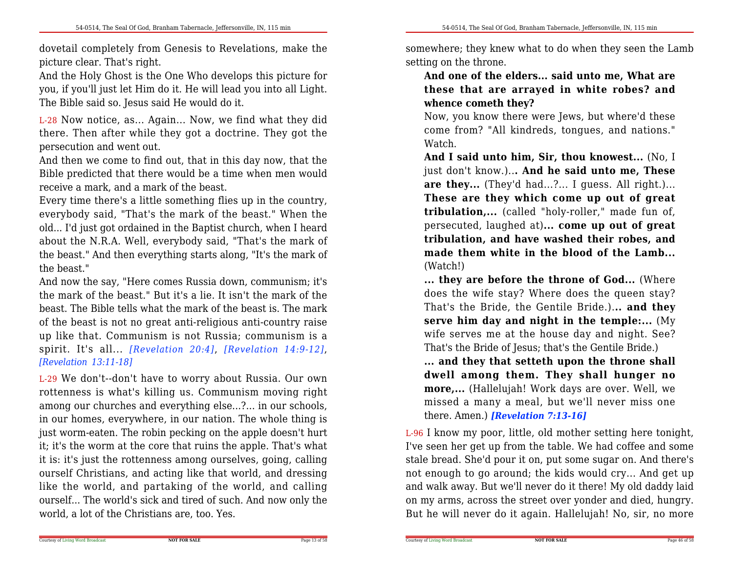dovetail completely from Genesis to Revelations, make the picture clear. That's right.

And the Holy Ghost is the One Who develops this picture for you, if you'll just let Him do it. He will lead you into all Light. The Bible said so. Jesus said He would do it.

L-28 Now notice, as... Again... Now, we find what they did there. Then after while they got a doctrine. They got the persecution and went out.

And then we come to find out, that in this day now, that the Bible predicted that there would be a time when men would receive a mark, and a mark of the beast.

Every time there's a little something flies up in the country, everybody said, "That's the mark of the beast." When the old... I'd just got ordained in the Baptist church, when I heard about the N.R.A. Well, everybody said, "That's the mark of the beast." And then everything starts along, "It's the mark of the beast."

And now the say, "Here comes Russia down, communism; it's the mark of the beast." But it's a lie. It isn't the mark of the beast. The Bible tells what the mark of the beast is. The mark of the beast is not no great anti-religious anti-country raise up like that. Communism is not Russia; communism is a spirit. It's all... *[Revelation 20:4]*, *[Revelation 14:9-12]*, *[Revelation 13:11-18]*

L-29 We don't--don't have to worry about Russia. Our own rottenness is what's killing us. Communism moving right among our churches and everything else...?... in our schools, in our homes, everywhere, in our nation. The whole thing is just worm-eaten. The robin pecking on the apple doesn't hurt it; it's the worm at the core that ruins the apple. That's what it is: it's just the rottenness among ourselves, going, calling ourself Christians, and acting like that world, and dressing like the world, and partaking of the world, and calling ourself... The world's sick and tired of such. And now only the world, a lot of the Christians are, too. Yes.

somewhere; they knew what to do when they seen the Lamb setting on the throne.

> **And one of the elders... said unto me, What are these that are arrayed in white robes? and whence cometh they?**
>
> Now, you know there were Jews, but where'd these come from? "All kindreds, tongues, and nations." Watch.
>
> **And I said unto him, Sir, thou knowest...** (No, I just don't know.)**... And he said unto me, These are they...** (They'd had...?... I guess. All right.)... **These are they which come up out of great tribulation,...** (called "holy-roller," made fun of, persecuted, laughed at)**... come up out of great tribulation, and have washed their robes, and made them white in the blood of the Lamb...** (Watch!)
>
> **... they are before the throne of God...** (Where does the wife stay? Where does the queen stay? That's the Bride, the Gentile Bride.)**... and they serve him day and night in the temple:...** (My wife serves me at the house day and night. See? That's the Bride of Jesus; that's the Gentile Bride.)
>
> **... and they that setteth upon the throne shall dwell among them. They shall hunger no more,...** (Hallelujah! Work days are over. Well, we missed a many a meal, but we'll never miss one there. Amen.) ***[Revelation 7:13-16]***

L-96 I know my poor, little, old mother setting here tonight, I've seen her get up from the table. We had coffee and some stale bread. She'd pour it on, put some sugar on. And there's not enough to go around; the kids would cry... And get up and walk away. But we'll never do it there! My old daddy laid on my arms, across the street over yonder and died, hungry. But he will never do it again. Hallelujah! No, sir, no more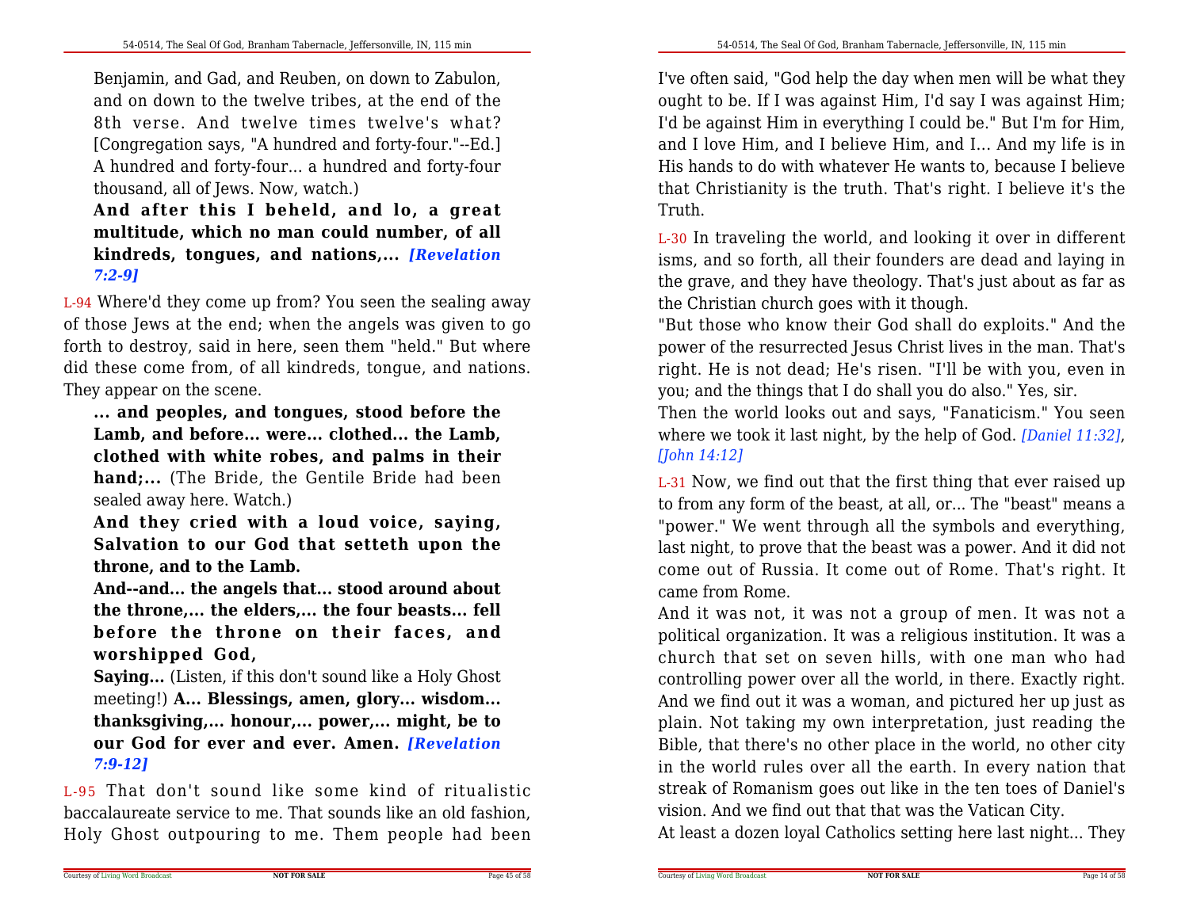Benjamin, and Gad, and Reuben, on down to Zabulon, and on down to the twelve tribes, at the end of the 8th verse. And twelve times twelve's what? [Congregation says, "A hundred and forty-four."--Ed.] A hundred and forty-four... a hundred and forty-four thousand, all of Jews. Now, watch.)

**And after this I beheld, and lo, a great multitude, which no man could number, of all kindreds, tongues, and nations,...** ***[Revelation 7:2-9]***

L-94 Where'd they come up from? You seen the sealing away of those Jews at the end; when the angels was given to go forth to destroy, said in here, seen them "held." But where did these come from, of all kindreds, tongue, and nations. They appear on the scene.

**... and peoples, and tongues, stood before the Lamb, and before... were... clothed... the Lamb, clothed with white robes, and palms in their hand;...** (The Bride, the Gentile Bride had been sealed away here. Watch.)

**And they cried with a loud voice, saying, Salvation to our God that setteth upon the throne, and to the Lamb.**

**And--and... the angels that... stood around about the throne,... the elders,... the four beasts... fell before the throne on their faces, and worshipped God,**

**Saying...** (Listen, if this don't sound like a Holy Ghost meeting!) **A... Blessings, amen, glory... wisdom... thanksgiving,... honour,... power,... might, be to our God for ever and ever. Amen.** ***[Revelation 7:9-12]***

L-95 That don't sound like some kind of ritualistic baccalaureate service to me. That sounds like an old fashion, Holy Ghost outpouring to me. Them people had been

I've often said, "God help the day when men will be what they ought to be. If I was against Him, I'd say I was against Him; I'd be against Him in everything I could be." But I'm for Him, and I love Him, and I believe Him, and I... And my life is in His hands to do with whatever He wants to, because I believe that Christianity is the truth. That's right. I believe it's the Truth.

L-30 In traveling the world, and looking it over in different isms, and so forth, all their founders are dead and laying in the grave, and they have theology. That's just about as far as the Christian church goes with it though.

"But those who know their God shall do exploits." And the power of the resurrected Jesus Christ lives in the man. That's right. He is not dead; He's risen. "I'll be with you, even in you; and the things that I do shall you do also." Yes, sir.

Then the world looks out and says, "Fanaticism." You seen where we took it last night, by the help of God. *[Daniel 11:32]*, *[John 14:12]*

L-31 Now, we find out that the first thing that ever raised up to from any form of the beast, at all, or... The "beast" means a "power." We went through all the symbols and everything, last night, to prove that the beast was a power. And it did not come out of Russia. It come out of Rome. That's right. It came from Rome.

And it was not, it was not a group of men. It was not a political organization. It was a religious institution. It was a church that set on seven hills, with one man who had controlling power over all the world, in there. Exactly right. And we find out it was a woman, and pictured her up just as plain. Not taking my own interpretation, just reading the Bible, that there's no other place in the world, no other city in the world rules over all the earth. In every nation that streak of Romanism goes out like in the ten toes of Daniel's vision. And we find out that that was the Vatican City.

At least a dozen loyal Catholics setting here last night... They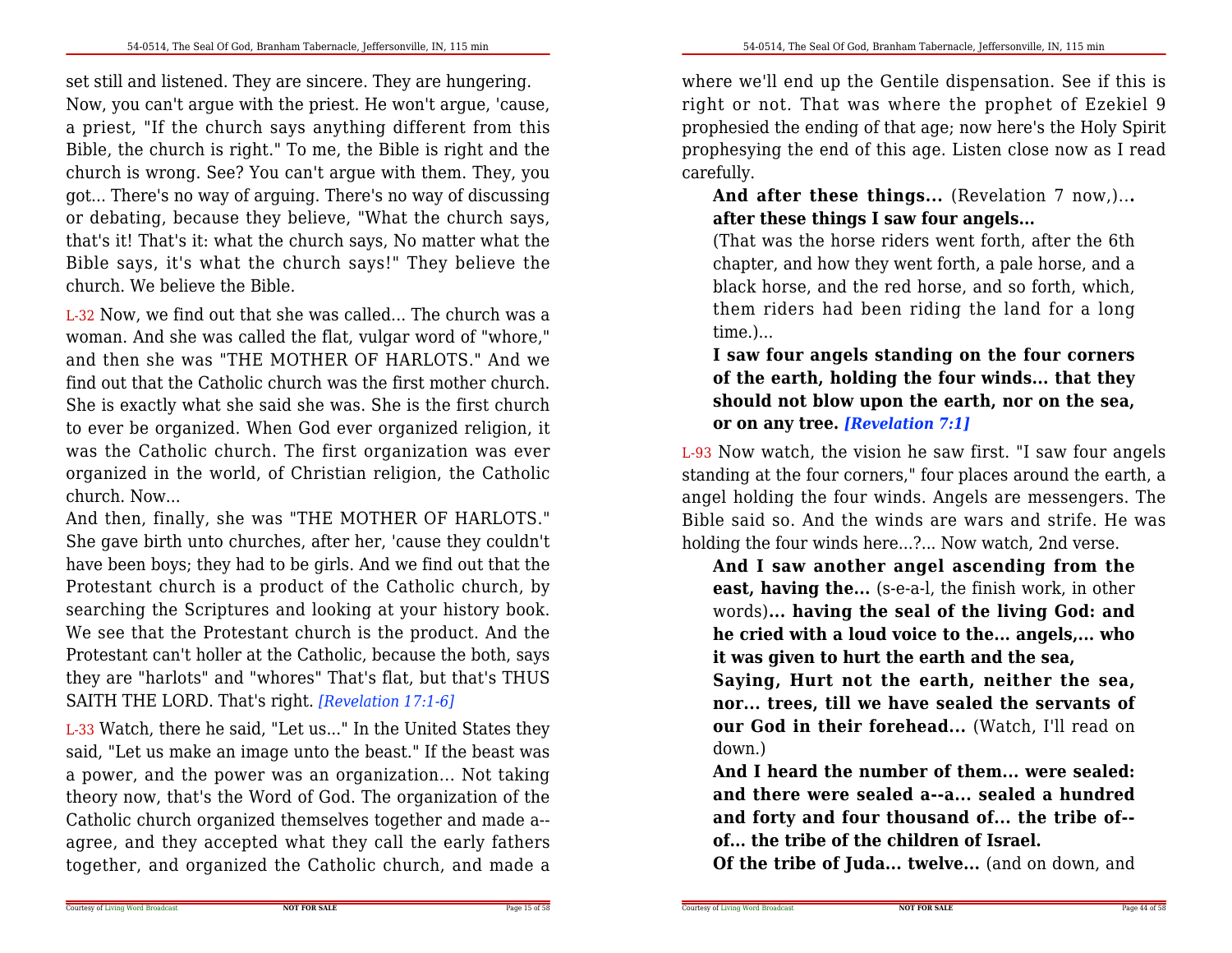set still and listened. They are sincere. They are hungering.

Now, you can't argue with the priest. He won't argue, 'cause, a priest, "If the church says anything different from this Bible, the church is right." To me, the Bible is right and the church is wrong. See? You can't argue with them. They, you got... There's no way of arguing. There's no way of discussing or debating, because they believe, "What the church says, that's it! That's it: what the church says, No matter what the Bible says, it's what the church says!" They believe the church. We believe the Bible.

L-32 Now, we find out that she was called... The church was a woman. And she was called the flat, vulgar word of "whore," and then she was "THE MOTHER OF HARLOTS." And we find out that the Catholic church was the first mother church. She is exactly what she said she was. She is the first church to ever be organized. When God ever organized religion, it was the Catholic church. The first organization was ever organized in the world, of Christian religion, the Catholic church. Now...

And then, finally, she was "THE MOTHER OF HARLOTS." She gave birth unto churches, after her, 'cause they couldn't have been boys; they had to be girls. And we find out that the Protestant church is a product of the Catholic church, by searching the Scriptures and looking at your history book. We see that the Protestant church is the product. And the Protestant can't holler at the Catholic, because the both, says they are "harlots" and "whores" That's flat, but that's THUS SAITH THE LORD. That's right. *[Revelation 17:1-6]*

L-33 Watch, there he said, "Let us..." In the United States they said, "Let us make an image unto the beast." If the beast was a power, and the power was an organization... Not taking theory now, that's the Word of God. The organization of the Catholic church organized themselves together and made a--agree, and they accepted what they call the early fathers together, and organized the Catholic church, and made a

where we'll end up the Gentile dispensation. See if this is right or not. That was where the prophet of Ezekiel 9 prophesied the ending of that age; now here's the Holy Spirit prophesying the end of this age. Listen close now as I read carefully.

> **And after these things...** (Revelation 7 now,)**... after these things I saw four angels...**
>
> (That was the horse riders went forth, after the 6th chapter, and how they went forth, a pale horse, and a black horse, and the red horse, and so forth, which, them riders had been riding the land for a long time.)...
>
> **I saw four angels standing on the four corners of the earth, holding the four winds... that they should not blow upon the earth, nor on the sea, or on any tree.** *[Revelation 7:1]*

L-93 Now watch, the vision he saw first. "I saw four angels standing at the four corners," four places around the earth, a angel holding the four winds. Angels are messengers. The Bible said so. And the winds are wars and strife. He was holding the four winds here...?... Now watch, 2nd verse.

> **And I saw another angel ascending from the east, having the...** (s-e-a-l, the finish work, in other words)**... having the seal of the living God: and he cried with a loud voice to the... angels,... who it was given to hurt the earth and the sea,**
>
> **Saying, Hurt not the earth, neither the sea, nor... trees, till we have sealed the servants of our God in their forehead...** (Watch, I'll read on down.)
>
> **And I heard the number of them... were sealed: and there were sealed a--a... sealed a hundred and forty and four thousand of... the tribe of--of... the tribe of the children of Israel.**
>
> **Of the tribe of Juda... twelve...** (and on down, and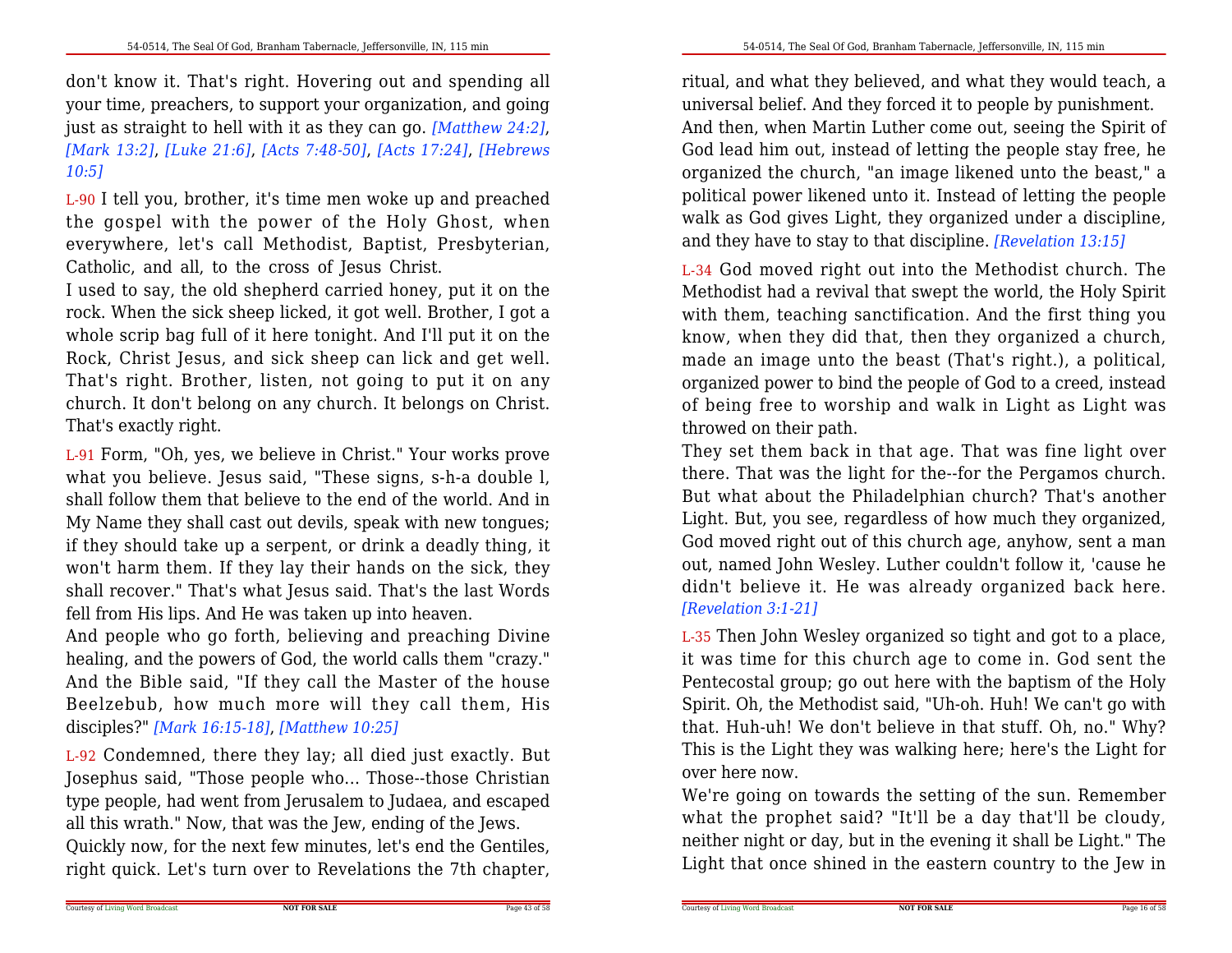don't know it. That's right. Hovering out and spending all your time, preachers, to support your organization, and going just as straight to hell with it as they can go. *[Matthew 24:2]*, *[Mark 13:2]*, *[Luke 21:6]*, *[Acts 7:48-50]*, *[Acts 17:24]*, *[Hebrews 10:5]*

L-90 I tell you, brother, it's time men woke up and preached the gospel with the power of the Holy Ghost, when everywhere, let's call Methodist, Baptist, Presbyterian, Catholic, and all, to the cross of Jesus Christ.

I used to say, the old shepherd carried honey, put it on the rock. When the sick sheep licked, it got well. Brother, I got a whole scrip bag full of it here tonight. And I'll put it on the Rock, Christ Jesus, and sick sheep can lick and get well. That's right. Brother, listen, not going to put it on any church. It don't belong on any church. It belongs on Christ. That's exactly right.

L-91 Form, "Oh, yes, we believe in Christ." Your works prove what you believe. Jesus said, "These signs, s-h-a double l, shall follow them that believe to the end of the world. And in My Name they shall cast out devils, speak with new tongues; if they should take up a serpent, or drink a deadly thing, it won't harm them. If they lay their hands on the sick, they shall recover." That's what Jesus said. That's the last Words fell from His lips. And He was taken up into heaven.

And people who go forth, believing and preaching Divine healing, and the powers of God, the world calls them "crazy." And the Bible said, "If they call the Master of the house Beelzebub, how much more will they call them, His disciples?" *[Mark 16:15-18]*, *[Matthew 10:25]*

L-92 Condemned, there they lay; all died just exactly. But Josephus said, "Those people who... Those--those Christian type people, had went from Jerusalem to Judaea, and escaped all this wrath." Now, that was the Jew, ending of the Jews.

Quickly now, for the next few minutes, let's end the Gentiles, right quick. Let's turn over to Revelations the 7th chapter,

ritual, and what they believed, and what they would teach, a universal belief. And they forced it to people by punishment.

And then, when Martin Luther come out, seeing the Spirit of God lead him out, instead of letting the people stay free, he organized the church, "an image likened unto the beast," a political power likened unto it. Instead of letting the people walk as God gives Light, they organized under a discipline, and they have to stay to that discipline. *[Revelation 13:15]*

L-34 God moved right out into the Methodist church. The Methodist had a revival that swept the world, the Holy Spirit with them, teaching sanctification. And the first thing you know, when they did that, then they organized a church, made an image unto the beast (That's right.), a political, organized power to bind the people of God to a creed, instead of being free to worship and walk in Light as Light was throwed on their path.

They set them back in that age. That was fine light over there. That was the light for the--for the Pergamos church. But what about the Philadelphian church? That's another Light. But, you see, regardless of how much they organized, God moved right out of this church age, anyhow, sent a man out, named John Wesley. Luther couldn't follow it, 'cause he didn't believe it. He was already organized back here. *[Revelation 3:1-21]*

L-35 Then John Wesley organized so tight and got to a place, it was time for this church age to come in. God sent the Pentecostal group; go out here with the baptism of the Holy Spirit. Oh, the Methodist said, "Uh-oh. Huh! We can't go with that. Huh-uh! We don't believe in that stuff. Oh, no." Why? This is the Light they was walking here; here's the Light for over here now.

We're going on towards the setting of the sun. Remember what the prophet said? "It'll be a day that'll be cloudy, neither night or day, but in the evening it shall be Light." The Light that once shined in the eastern country to the Jew in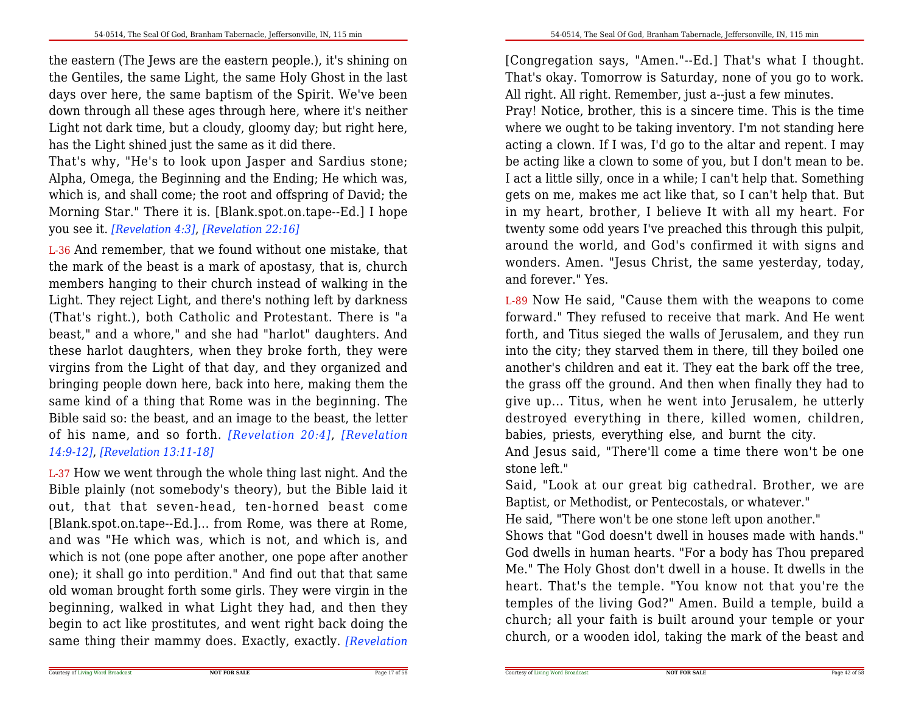the eastern (The Jews are the eastern people.), it's shining on the Gentiles, the same Light, the same Holy Ghost in the last days over here, the same baptism of the Spirit. We've been down through all these ages through here, where it's neither Light not dark time, but a cloudy, gloomy day; but right here, has the Light shined just the same as it did there.

That's why, "He's to look upon Jasper and Sardius stone; Alpha, Omega, the Beginning and the Ending; He which was, which is, and shall come; the root and offspring of David; the Morning Star." There it is. [Blank.spot.on.tape--Ed.] I hope you see it. *[Revelation 4:3]*, *[Revelation 22:16]*

L-36 And remember, that we found without one mistake, that the mark of the beast is a mark of apostasy, that is, church members hanging to their church instead of walking in the Light. They reject Light, and there's nothing left by darkness (That's right.), both Catholic and Protestant. There is "a beast," and a whore," and she had "harlot" daughters. And these harlot daughters, when they broke forth, they were virgins from the Light of that day, and they organized and bringing people down here, back into here, making them the same kind of a thing that Rome was in the beginning. The Bible said so: the beast, and an image to the beast, the letter of his name, and so forth. *[Revelation 20:4]*, *[Revelation 14:9-12]*, *[Revelation 13:11-18]*

L-37 How we went through the whole thing last night. And the Bible plainly (not somebody's theory), but the Bible laid it out, that that seven-head, ten-horned beast come [Blank.spot.on.tape--Ed.]... from Rome, was there at Rome, and was "He which was, which is not, and which is, and which is not (one pope after another, one pope after another one); it shall go into perdition." And find out that that same old woman brought forth some girls. They were virgin in the beginning, walked in what Light they had, and then they begin to act like prostitutes, and went right back doing the same thing their mammy does. Exactly, exactly. *[Revelation*

[Congregation says, "Amen."--Ed.] That's what I thought. That's okay. Tomorrow is Saturday, none of you go to work. All right. All right. Remember, just a--just a few minutes.

Pray! Notice, brother, this is a sincere time. This is the time where we ought to be taking inventory. I'm not standing here acting a clown. If I was, I'd go to the altar and repent. I may be acting like a clown to some of you, but I don't mean to be. I act a little silly, once in a while; I can't help that. Something gets on me, makes me act like that, so I can't help that. But in my heart, brother, I believe It with all my heart. For twenty some odd years I've preached this through this pulpit, around the world, and God's confirmed it with signs and wonders. Amen. "Jesus Christ, the same yesterday, today, and forever." Yes.

L-89 Now He said, "Cause them with the weapons to come forward." They refused to receive that mark. And He went forth, and Titus sieged the walls of Jerusalem, and they run into the city; they starved them in there, till they boiled one another's children and eat it. They eat the bark off the tree, the grass off the ground. And then when finally they had to give up... Titus, when he went into Jerusalem, he utterly destroyed everything in there, killed women, children, babies, priests, everything else, and burnt the city.

And Jesus said, "There'll come a time there won't be one stone left."

Said, "Look at our great big cathedral. Brother, we are Baptist, or Methodist, or Pentecostals, or whatever."

He said, "There won't be one stone left upon another."

Shows that "God doesn't dwell in houses made with hands." God dwells in human hearts. "For a body has Thou prepared Me." The Holy Ghost don't dwell in a house. It dwells in the heart. That's the temple. "You know not that you're the temples of the living God?" Amen. Build a temple, build a church; all your faith is built around your temple or your church, or a wooden idol, taking the mark of the beast and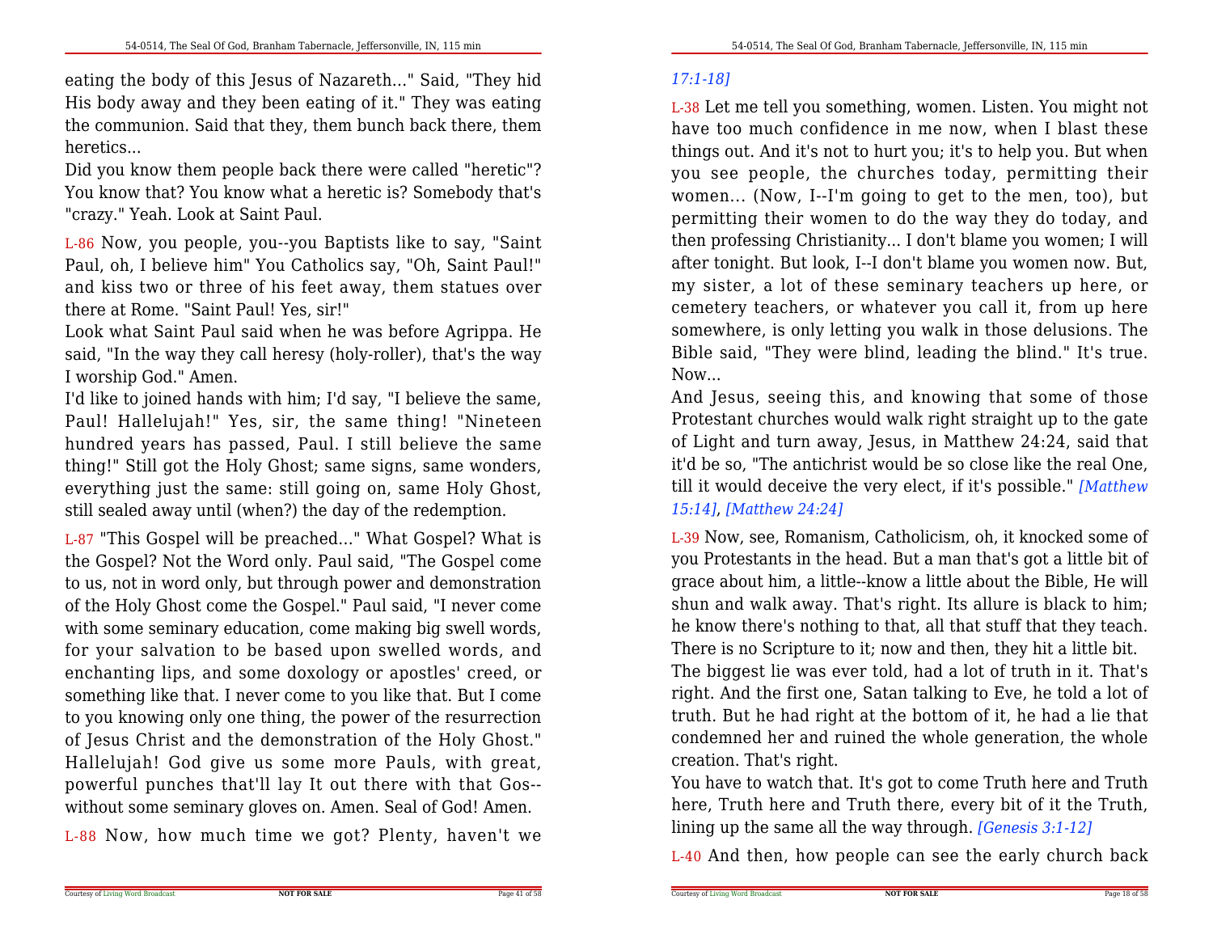eating the body of this Jesus of Nazareth..." Said, "They hid His body away and they been eating of it." They was eating the communion. Said that they, them bunch back there, them heretics...

Did you know them people back there were called "heretic"? You know that? You know what a heretic is? Somebody that's "crazy." Yeah. Look at Saint Paul.

L-86 Now, you people, you--you Baptists like to say, "Saint Paul, oh, I believe him" You Catholics say, "Oh, Saint Paul!" and kiss two or three of his feet away, them statues over there at Rome. "Saint Paul! Yes, sir!"

Look what Saint Paul said when he was before Agrippa. He said, "In the way they call heresy (holy-roller), that's the way I worship God." Amen.

I'd like to joined hands with him; I'd say, "I believe the same, Paul! Hallelujah!" Yes, sir, the same thing! "Nineteen hundred years has passed, Paul. I still believe the same thing!" Still got the Holy Ghost; same signs, same wonders, everything just the same: still going on, same Holy Ghost, still sealed away until (when?) the day of the redemption.

L-87 "This Gospel will be preached..." What Gospel? What is the Gospel? Not the Word only. Paul said, "The Gospel come to us, not in word only, but through power and demonstration of the Holy Ghost come the Gospel." Paul said, "I never come with some seminary education, come making big swell words, for your salvation to be based upon swelled words, and enchanting lips, and some doxology or apostles' creed, or something like that. I never come to you like that. But I come to you knowing only one thing, the power of the resurrection of Jesus Christ and the demonstration of the Holy Ghost." Hallelujah! God give us some more Pauls, with great, powerful punches that'll lay It out there with that Gos--without some seminary gloves on. Amen. Seal of God! Amen.

L-88 Now, how much time we got? Plenty, haven't we

*17:1-18]*

L-38 Let me tell you something, women. Listen. You might not have too much confidence in me now, when I blast these things out. And it's not to hurt you; it's to help you. But when you see people, the churches today, permitting their women... (Now, I--I'm going to get to the men, too), but permitting their women to do the way they do today, and then professing Christianity... I don't blame you women; I will after tonight. But look, I--I don't blame you women now. But, my sister, a lot of these seminary teachers up here, or cemetery teachers, or whatever you call it, from up here somewhere, is only letting you walk in those delusions. The Bible said, "They were blind, leading the blind." It's true. Now...

And Jesus, seeing this, and knowing that some of those Protestant churches would walk right straight up to the gate of Light and turn away, Jesus, in Matthew 24:24, said that it'd be so, "The antichrist would be so close like the real One, till it would deceive the very elect, if it's possible." *[Matthew 15:14]*, *[Matthew 24:24]*

L-39 Now, see, Romanism, Catholicism, oh, it knocked some of you Protestants in the head. But a man that's got a little bit of grace about him, a little--know a little about the Bible, He will shun and walk away. That's right. Its allure is black to him; he know there's nothing to that, all that stuff that they teach. There is no Scripture to it; now and then, they hit a little bit.

The biggest lie was ever told, had a lot of truth in it. That's right. And the first one, Satan talking to Eve, he told a lot of truth. But he had right at the bottom of it, he had a lie that condemned her and ruined the whole generation, the whole creation. That's right.

You have to watch that. It's got to come Truth here and Truth here, Truth here and Truth there, every bit of it the Truth, lining up the same all the way through. *[Genesis 3:1-12]*

L-40 And then, how people can see the early church back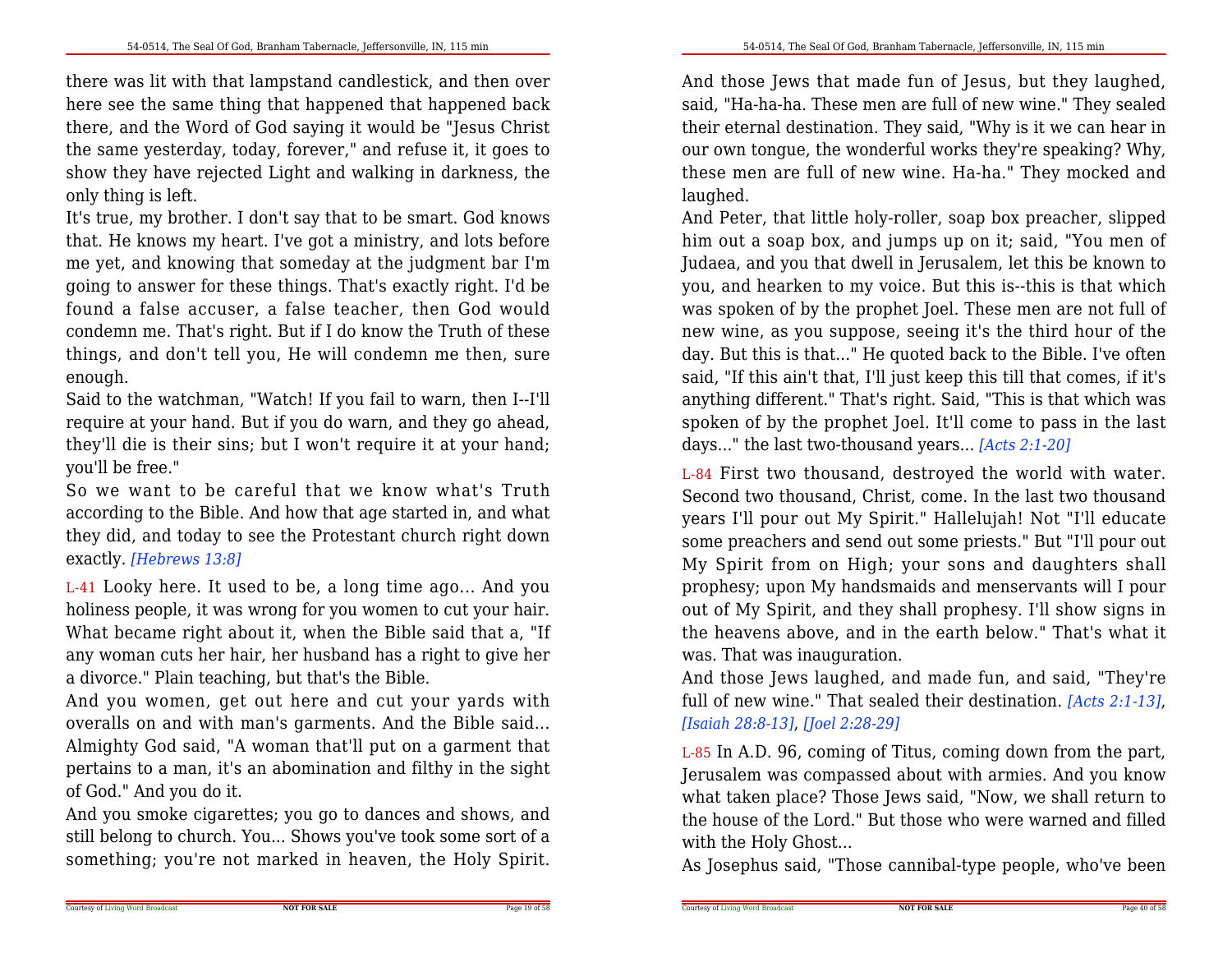there was lit with that lampstand candlestick, and then over here see the same thing that happened that happened back there, and the Word of God saying it would be "Jesus Christ the same yesterday, today, forever," and refuse it, it goes to show they have rejected Light and walking in darkness, the only thing is left.

It's true, my brother. I don't say that to be smart. God knows that. He knows my heart. I've got a ministry, and lots before me yet, and knowing that someday at the judgment bar I'm going to answer for these things. That's exactly right. I'd be found a false accuser, a false teacher, then God would condemn me. That's right. But if I do know the Truth of these things, and don't tell you, He will condemn me then, sure enough.

Said to the watchman, "Watch! If you fail to warn, then I--I'll require at your hand. But if you do warn, and they go ahead, they'll die is their sins; but I won't require it at your hand; you'll be free."

So we want to be careful that we know what's Truth according to the Bible. And how that age started in, and what they did, and today to see the Protestant church right down exactly. *[Hebrews 13:8]*

L-41 Looky here. It used to be, a long time ago... And you holiness people, it was wrong for you women to cut your hair. What became right about it, when the Bible said that a, "If any woman cuts her hair, her husband has a right to give her a divorce." Plain teaching, but that's the Bible.

And you women, get out here and cut your yards with overalls on and with man's garments. And the Bible said... Almighty God said, "A woman that'll put on a garment that pertains to a man, it's an abomination and filthy in the sight of God." And you do it.

And you smoke cigarettes; you go to dances and shows, and still belong to church. You... Shows you've took some sort of a something; you're not marked in heaven, the Holy Spirit.

And those Jews that made fun of Jesus, but they laughed, said, "Ha-ha-ha. These men are full of new wine." They sealed their eternal destination. They said, "Why is it we can hear in our own tongue, the wonderful works they're speaking? Why, these men are full of new wine. Ha-ha." They mocked and laughed.

And Peter, that little holy-roller, soap box preacher, slipped him out a soap box, and jumps up on it; said, "You men of Judaea, and you that dwell in Jerusalem, let this be known to you, and hearken to my voice. But this is--this is that which was spoken of by the prophet Joel. These men are not full of new wine, as you suppose, seeing it's the third hour of the day. But this is that..." He quoted back to the Bible. I've often said, "If this ain't that, I'll just keep this till that comes, if it's anything different." That's right. Said, "This is that which was spoken of by the prophet Joel. It'll come to pass in the last days..." the last two-thousand years... *[Acts 2:1-20]*

L-84 First two thousand, destroyed the world with water. Second two thousand, Christ, come. In the last two thousand years I'll pour out My Spirit." Hallelujah! Not "I'll educate some preachers and send out some priests." But "I'll pour out My Spirit from on High; your sons and daughters shall prophesy; upon My handsmaids and menservants will I pour out of My Spirit, and they shall prophesy. I'll show signs in the heavens above, and in the earth below." That's what it was. That was inauguration.

And those Jews laughed, and made fun, and said, "They're full of new wine." That sealed their destination. *[Acts 2:1-13]*, *[Isaiah 28:8-13]*, *[Joel 2:28-29]*

L-85 In A.D. 96, coming of Titus, coming down from the part, Jerusalem was compassed about with armies. And you know what taken place? Those Jews said, "Now, we shall return to the house of the Lord." But those who were warned and filled with the Holy Ghost...

As Josephus said, "Those cannibal-type people, who've been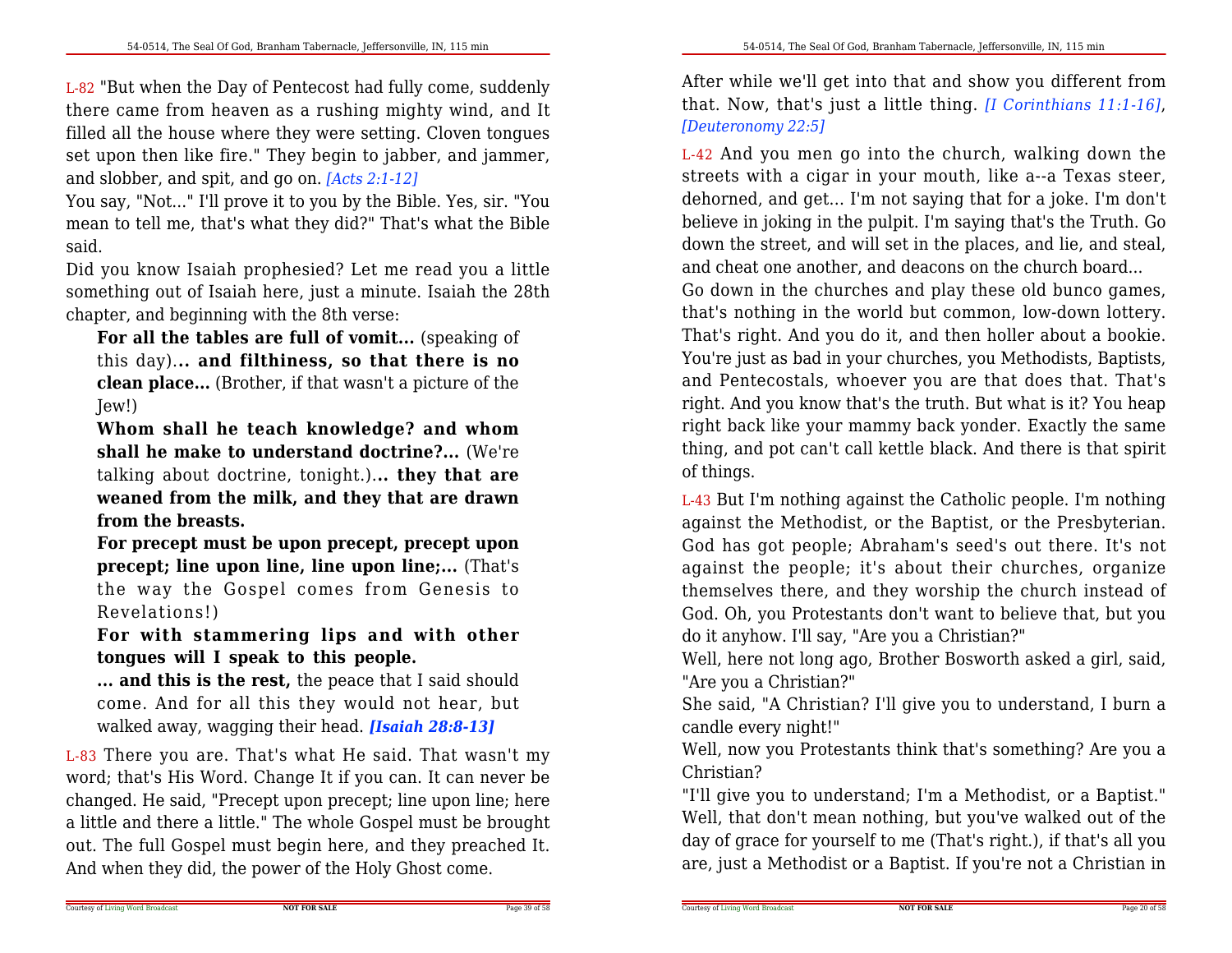L-82 "But when the Day of Pentecost had fully come, suddenly there came from heaven as a rushing mighty wind, and It filled all the house where they were setting. Cloven tongues set upon then like fire." They begin to jabber, and jammer, and slobber, and spit, and go on. *[Acts 2:1-12]*

You say, "Not..." I'll prove it to you by the Bible. Yes, sir. "You mean to tell me, that's what they did?" That's what the Bible said.

Did you know Isaiah prophesied? Let me read you a little something out of Isaiah here, just a minute. Isaiah the 28th chapter, and beginning with the 8th verse:

> **For all the tables are full of vomit...** (speaking of this day)**... and filthiness, so that there is no clean place...** (Brother, if that wasn't a picture of the Jew!)
>
> **Whom shall he teach knowledge? and whom shall he make to understand doctrine?...** (We're talking about doctrine, tonight.)**... they that are weaned from the milk, and they that are drawn from the breasts.**
>
> **For precept must be upon precept, precept upon precept; line upon line, line upon line;...** (That's the way the Gospel comes from Genesis to Revelations!)
>
> **For with stammering lips and with other tongues will I speak to this people.**
>
> **... and this is the rest,** the peace that I said should come. And for all this they would not hear, but walked away, wagging their head. ***[Isaiah 28:8-13]***

L-83 There you are. That's what He said. That wasn't my word; that's His Word. Change It if you can. It can never be changed. He said, "Precept upon precept; line upon line; here a little and there a little." The whole Gospel must be brought out. The full Gospel must begin here, and they preached It. And when they did, the power of the Holy Ghost come.

After while we'll get into that and show you different from that. Now, that's just a little thing. *[I Corinthians 11:1-16]*, *[Deuteronomy 22:5]*

L-42 And you men go into the church, walking down the streets with a cigar in your mouth, like a--a Texas steer, dehorned, and get... I'm not saying that for a joke. I'm don't believe in joking in the pulpit. I'm saying that's the Truth. Go down the street, and will set in the places, and lie, and steal, and cheat one another, and deacons on the church board...

Go down in the churches and play these old bunco games, that's nothing in the world but common, low-down lottery. That's right. And you do it, and then holler about a bookie. You're just as bad in your churches, you Methodists, Baptists, and Pentecostals, whoever you are that does that. That's right. And you know that's the truth. But what is it? You heap right back like your mammy back yonder. Exactly the same thing, and pot can't call kettle black. And there is that spirit of things.

L-43 But I'm nothing against the Catholic people. I'm nothing against the Methodist, or the Baptist, or the Presbyterian. God has got people; Abraham's seed's out there. It's not against the people; it's about their churches, organize themselves there, and they worship the church instead of God. Oh, you Protestants don't want to believe that, but you do it anyhow. I'll say, "Are you a Christian?"

Well, here not long ago, Brother Bosworth asked a girl, said, "Are you a Christian?"

She said, "A Christian? I'll give you to understand, I burn a candle every night!"

Well, now you Protestants think that's something? Are you a Christian?

"I'll give you to understand; I'm a Methodist, or a Baptist." Well, that don't mean nothing, but you've walked out of the day of grace for yourself to me (That's right.), if that's all you are, just a Methodist or a Baptist. If you're not a Christian in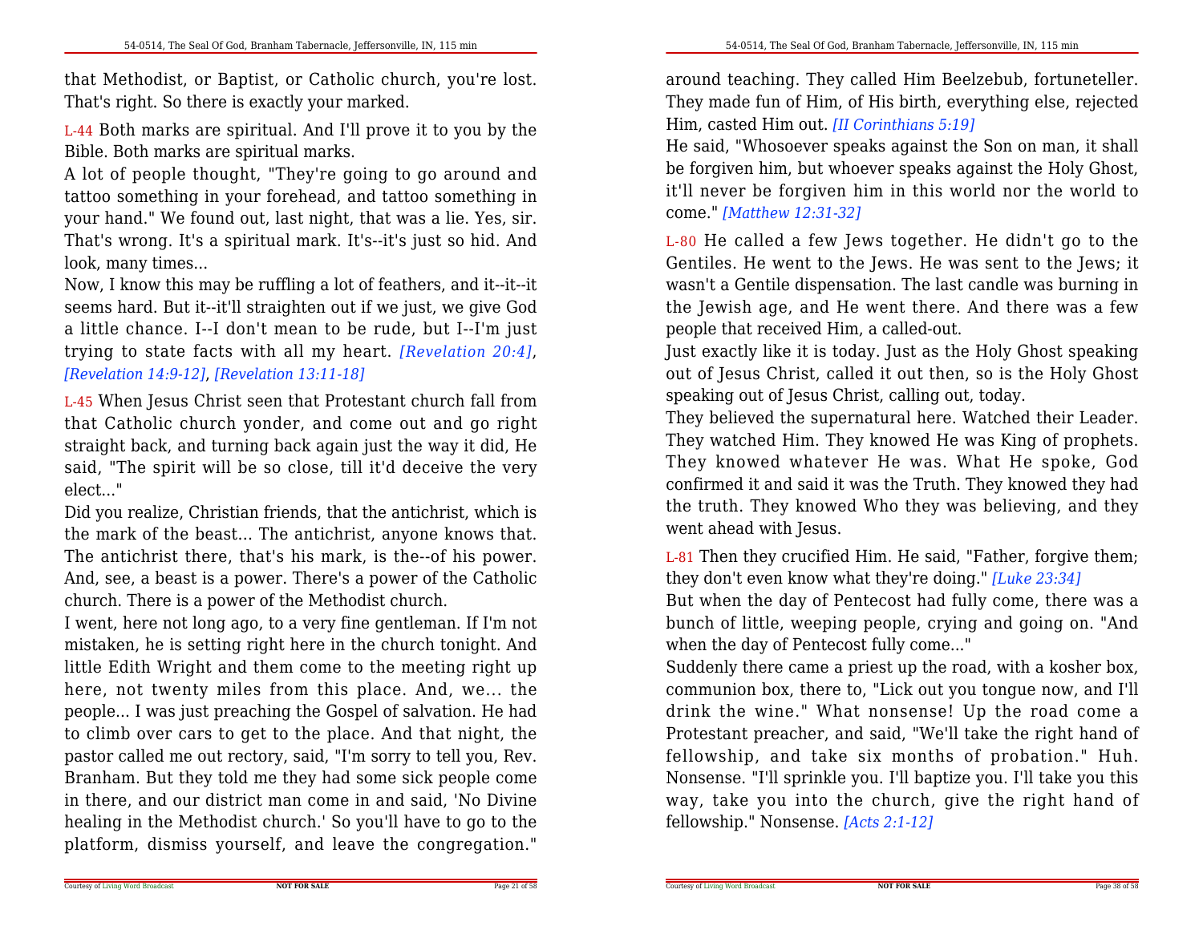that Methodist, or Baptist, or Catholic church, you're lost. That's right. So there is exactly your marked.

L-44 Both marks are spiritual. And I'll prove it to you by the Bible. Both marks are spiritual marks.

A lot of people thought, "They're going to go around and tattoo something in your forehead, and tattoo something in your hand." We found out, last night, that was a lie. Yes, sir. That's wrong. It's a spiritual mark. It's--it's just so hid. And look, many times...

Now, I know this may be ruffling a lot of feathers, and it--it--it seems hard. But it--it'll straighten out if we just, we give God a little chance. I--I don't mean to be rude, but I--I'm just trying to state facts with all my heart. *[Revelation 20:4]*, *[Revelation 14:9-12]*, *[Revelation 13:11-18]*

L-45 When Jesus Christ seen that Protestant church fall from that Catholic church yonder, and come out and go right straight back, and turning back again just the way it did, He said, "The spirit will be so close, till it'd deceive the very elect..."

Did you realize, Christian friends, that the antichrist, which is the mark of the beast... The antichrist, anyone knows that. The antichrist there, that's his mark, is the--of his power. And, see, a beast is a power. There's a power of the Catholic church. There is a power of the Methodist church.

I went, here not long ago, to a very fine gentleman. If I'm not mistaken, he is setting right here in the church tonight. And little Edith Wright and them come to the meeting right up here, not twenty miles from this place. And, we... the people... I was just preaching the Gospel of salvation. He had to climb over cars to get to the place. And that night, the pastor called me out rectory, said, "I'm sorry to tell you, Rev. Branham. But they told me they had some sick people come in there, and our district man come in and said, 'No Divine healing in the Methodist church.' So you'll have to go to the platform, dismiss yourself, and leave the congregation."

around teaching. They called Him Beelzebub, fortuneteller. They made fun of Him, of His birth, everything else, rejected Him, casted Him out. *[II Corinthians 5:19]*

He said, "Whosoever speaks against the Son on man, it shall be forgiven him, but whoever speaks against the Holy Ghost, it'll never be forgiven him in this world nor the world to come." *[Matthew 12:31-32]*

L-80 He called a few Jews together. He didn't go to the Gentiles. He went to the Jews. He was sent to the Jews; it wasn't a Gentile dispensation. The last candle was burning in the Jewish age, and He went there. And there was a few people that received Him, a called-out.

Just exactly like it is today. Just as the Holy Ghost speaking out of Jesus Christ, called it out then, so is the Holy Ghost speaking out of Jesus Christ, calling out, today.

They believed the supernatural here. Watched their Leader. They watched Him. They knowed He was King of prophets. They knowed whatever He was. What He spoke, God confirmed it and said it was the Truth. They knowed they had the truth. They knowed Who they was believing, and they went ahead with Jesus.

L-81 Then they crucified Him. He said, "Father, forgive them; they don't even know what they're doing." *[Luke 23:34]*

But when the day of Pentecost had fully come, there was a bunch of little, weeping people, crying and going on. "And when the day of Pentecost fully come..."

Suddenly there came a priest up the road, with a kosher box, communion box, there to, "Lick out you tongue now, and I'll drink the wine." What nonsense! Up the road come a Protestant preacher, and said, "We'll take the right hand of fellowship, and take six months of probation." Huh. Nonsense. "I'll sprinkle you. I'll baptize you. I'll take you this way, take you into the church, give the right hand of fellowship." Nonsense. *[Acts 2:1-12]*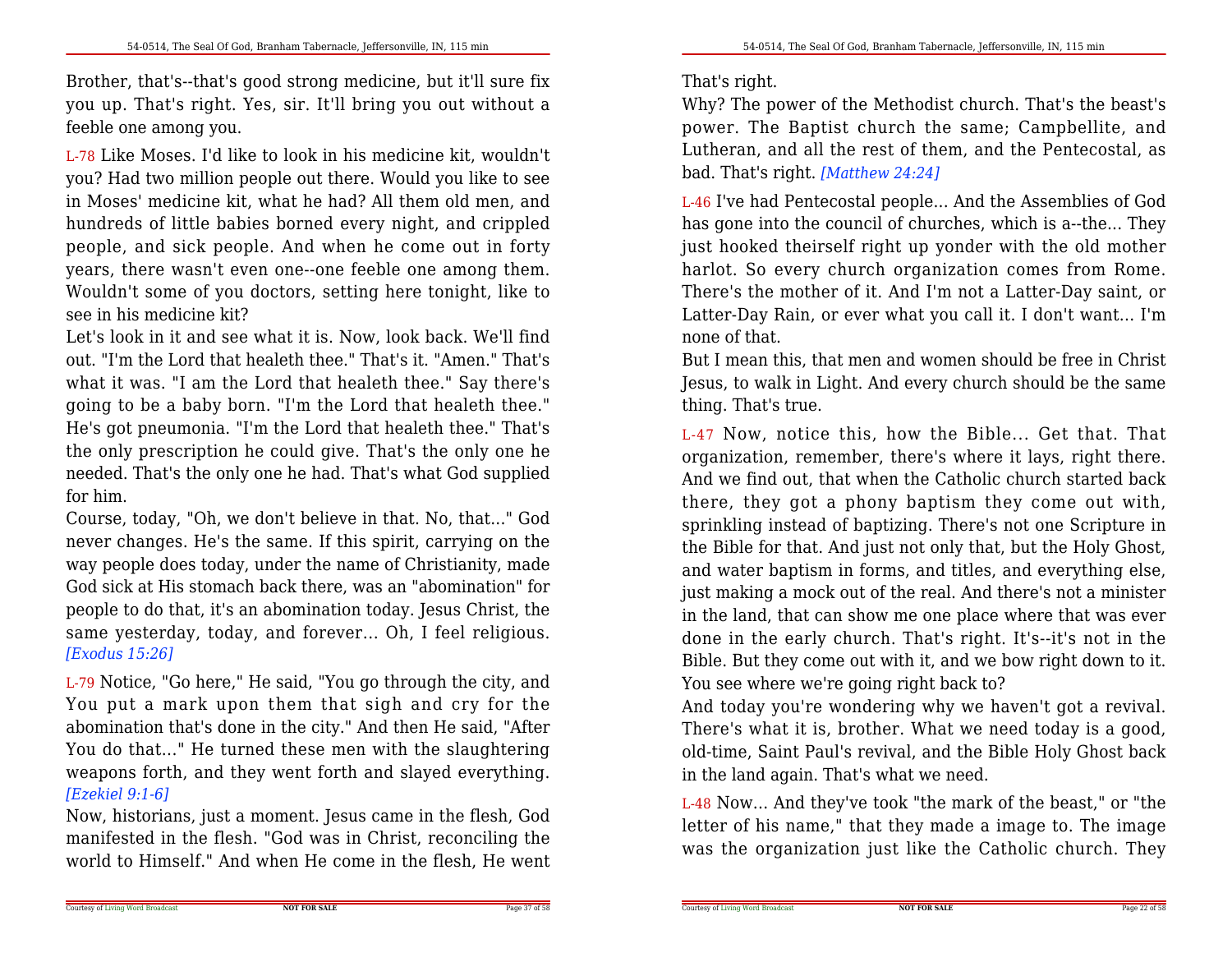Brother, that's--that's good strong medicine, but it'll sure fix you up. That's right. Yes, sir. It'll bring you out without a feeble one among you.

L-78 Like Moses. I'd like to look in his medicine kit, wouldn't you? Had two million people out there. Would you like to see in Moses' medicine kit, what he had? All them old men, and hundreds of little babies borned every night, and crippled people, and sick people. And when he come out in forty years, there wasn't even one--one feeble one among them. Wouldn't some of you doctors, setting here tonight, like to see in his medicine kit?

Let's look in it and see what it is. Now, look back. We'll find out. "I'm the Lord that healeth thee." That's it. "Amen." That's what it was. "I am the Lord that healeth thee." Say there's going to be a baby born. "I'm the Lord that healeth thee." He's got pneumonia. "I'm the Lord that healeth thee." That's the only prescription he could give. That's the only one he needed. That's the only one he had. That's what God supplied for him.

Course, today, "Oh, we don't believe in that. No, that..." God never changes. He's the same. If this spirit, carrying on the way people does today, under the name of Christianity, made God sick at His stomach back there, was an "abomination" for people to do that, it's an abomination today. Jesus Christ, the same yesterday, today, and forever... Oh, I feel religious. *[Exodus 15:26]*

L-79 Notice, "Go here," He said, "You go through the city, and You put a mark upon them that sigh and cry for the abomination that's done in the city." And then He said, "After You do that..." He turned these men with the slaughtering weapons forth, and they went forth and slayed everything. *[Ezekiel 9:1-6]*

Now, historians, just a moment. Jesus came in the flesh, God manifested in the flesh. "God was in Christ, reconciling the world to Himself." And when He come in the flesh, He went

That's right.

Why? The power of the Methodist church. That's the beast's power. The Baptist church the same; Campbellite, and Lutheran, and all the rest of them, and the Pentecostal, as bad. That's right. *[Matthew 24:24]*

L-46 I've had Pentecostal people... And the Assemblies of God has gone into the council of churches, which is a--the... They just hooked theirself right up yonder with the old mother harlot. So every church organization comes from Rome. There's the mother of it. And I'm not a Latter-Day saint, or Latter-Day Rain, or ever what you call it. I don't want... I'm none of that.

But I mean this, that men and women should be free in Christ Jesus, to walk in Light. And every church should be the same thing. That's true.

L-47 Now, notice this, how the Bible... Get that. That organization, remember, there's where it lays, right there. And we find out, that when the Catholic church started back there, they got a phony baptism they come out with, sprinkling instead of baptizing. There's not one Scripture in the Bible for that. And just not only that, but the Holy Ghost, and water baptism in forms, and titles, and everything else, just making a mock out of the real. And there's not a minister in the land, that can show me one place where that was ever done in the early church. That's right. It's--it's not in the Bible. But they come out with it, and we bow right down to it. You see where we're going right back to?

And today you're wondering why we haven't got a revival. There's what it is, brother. What we need today is a good, old-time, Saint Paul's revival, and the Bible Holy Ghost back in the land again. That's what we need.

L-48 Now... And they've took "the mark of the beast," or "the letter of his name," that they made a image to. The image was the organization just like the Catholic church. They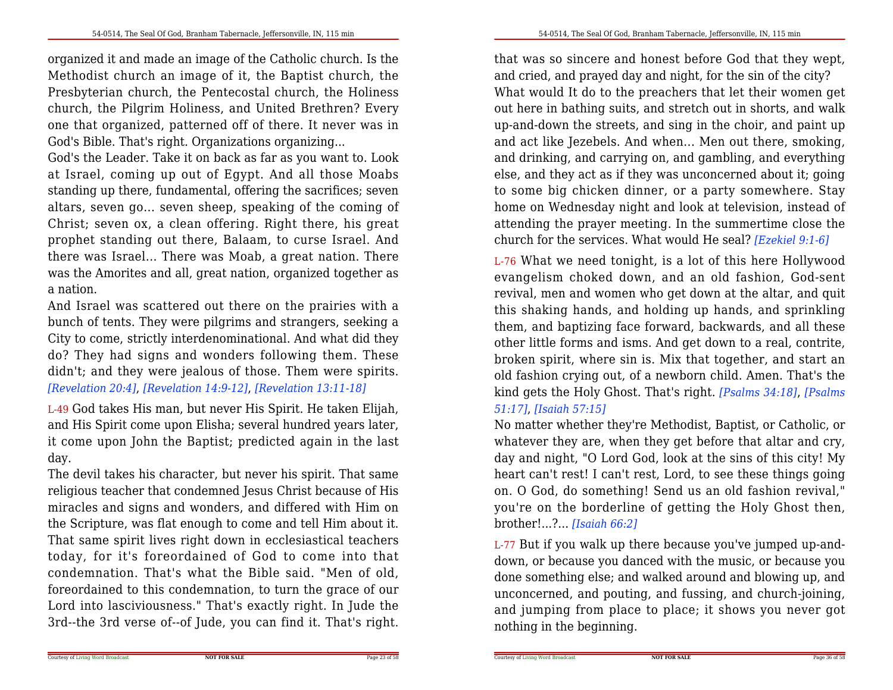organized it and made an image of the Catholic church. Is the Methodist church an image of it, the Baptist church, the Presbyterian church, the Pentecostal church, the Holiness church, the Pilgrim Holiness, and United Brethren? Every one that organized, patterned off of there. It never was in God's Bible. That's right. Organizations organizing...

God's the Leader. Take it on back as far as you want to. Look at Israel, coming up out of Egypt. And all those Moabs standing up there, fundamental, offering the sacrifices; seven altars, seven go... seven sheep, speaking of the coming of Christ; seven ox, a clean offering. Right there, his great prophet standing out there, Balaam, to curse Israel. And there was Israel... There was Moab, a great nation. There was the Amorites and all, great nation, organized together as a nation.

And Israel was scattered out there on the prairies with a bunch of tents. They were pilgrims and strangers, seeking a City to come, strictly interdenominational. And what did they do? They had signs and wonders following them. These didn't; and they were jealous of those. Them were spirits. *[Revelation 20:4]*, *[Revelation 14:9-12]*, *[Revelation 13:11-18]*

L-49 God takes His man, but never His Spirit. He taken Elijah, and His Spirit come upon Elisha; several hundred years later, it come upon John the Baptist; predicted again in the last day.

The devil takes his character, but never his spirit. That same religious teacher that condemned Jesus Christ because of His miracles and signs and wonders, and differed with Him on the Scripture, was flat enough to come and tell Him about it. That same spirit lives right down in ecclesiastical teachers today, for it's foreordained of God to come into that condemnation. That's what the Bible said. "Men of old, foreordained to this condemnation, to turn the grace of our Lord into lasciviousness." That's exactly right. In Jude the 3rd--the 3rd verse of--of Jude, you can find it. That's right.

that was so sincere and honest before God that they wept, and cried, and prayed day and night, for the sin of the city?

What would It do to the preachers that let their women get out here in bathing suits, and stretch out in shorts, and walk up-and-down the streets, and sing in the choir, and paint up and act like Jezebels. And when... Men out there, smoking, and drinking, and carrying on, and gambling, and everything else, and they act as if they was unconcerned about it; going to some big chicken dinner, or a party somewhere. Stay home on Wednesday night and look at television, instead of attending the prayer meeting. In the summertime close the church for the services. What would He seal? *[Ezekiel 9:1-6]*

L-76 What we need tonight, is a lot of this here Hollywood evangelism choked down, and an old fashion, God-sent revival, men and women who get down at the altar, and quit this shaking hands, and holding up hands, and sprinkling them, and baptizing face forward, backwards, and all these other little forms and isms. And get down to a real, contrite, broken spirit, where sin is. Mix that together, and start an old fashion crying out, of a newborn child. Amen. That's the kind gets the Holy Ghost. That's right. *[Psalms 34:18]*, *[Psalms 51:17]*, *[Isaiah 57:15]*

No matter whether they're Methodist, Baptist, or Catholic, or whatever they are, when they get before that altar and cry, day and night, "O Lord God, look at the sins of this city! My heart can't rest! I can't rest, Lord, to see these things going on. O God, do something! Send us an old fashion revival," you're on the borderline of getting the Holy Ghost then, brother!...?... *[Isaiah 66:2]*

L-77 But if you walk up there because you've jumped up-and-down, or because you danced with the music, or because you done something else; and walked around and blowing up, and unconcerned, and pouting, and fussing, and church-joining, and jumping from place to place; it shows you never got nothing in the beginning.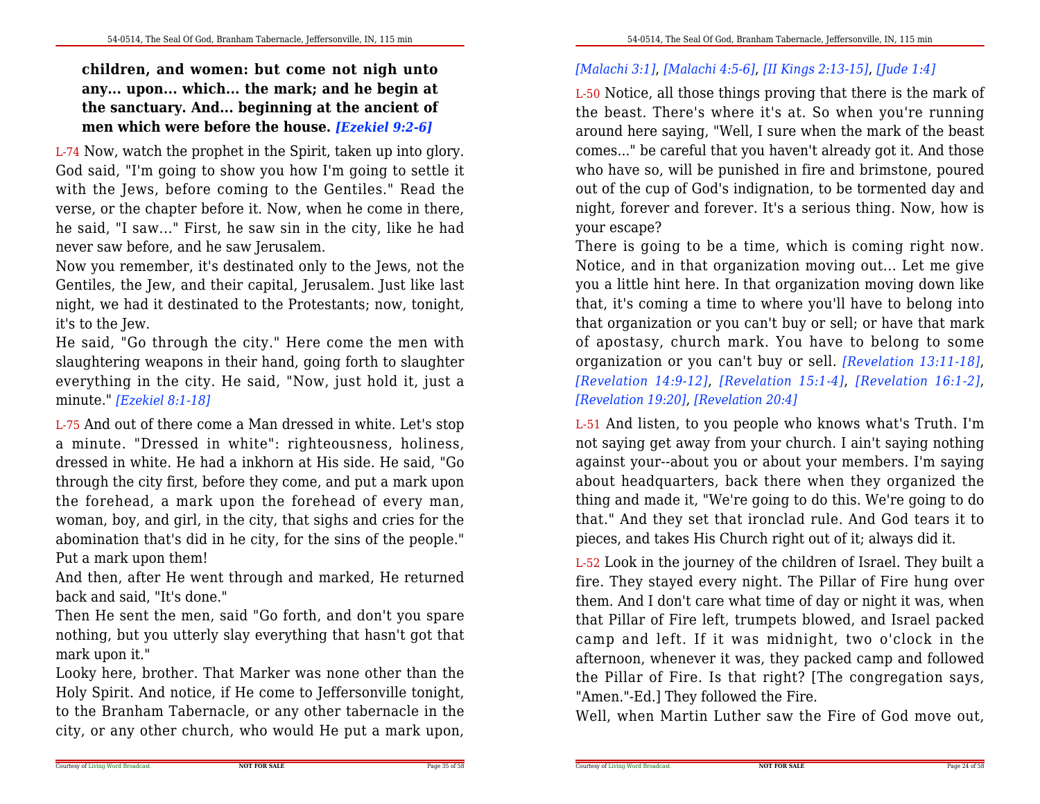**children, and women: but come not nigh unto any... upon... which... the mark; and he begin at the sanctuary. And... beginning at the ancient of men which were before the house.** ***[Ezekiel 9:2-6]***

L-74 Now, watch the prophet in the Spirit, taken up into glory. God said, "I'm going to show you how I'm going to settle it with the Jews, before coming to the Gentiles." Read the verse, or the chapter before it. Now, when he come in there, he said, "I saw..." First, he saw sin in the city, like he had never saw before, and he saw Jerusalem.

Now you remember, it's destinated only to the Jews, not the Gentiles, the Jew, and their capital, Jerusalem. Just like last night, we had it destinated to the Protestants; now, tonight, it's to the Jew.

He said, "Go through the city." Here come the men with slaughtering weapons in their hand, going forth to slaughter everything in the city. He said, "Now, just hold it, just a minute." *[Ezekiel 8:1-18]*

L-75 And out of there come a Man dressed in white. Let's stop a minute. "Dressed in white": righteousness, holiness, dressed in white. He had a inkhorn at His side. He said, "Go through the city first, before they come, and put a mark upon the forehead, a mark upon the forehead of every man, woman, boy, and girl, in the city, that sighs and cries for the abomination that's did in he city, for the sins of the people." Put a mark upon them!

And then, after He went through and marked, He returned back and said, "It's done."

Then He sent the men, said "Go forth, and don't you spare nothing, but you utterly slay everything that hasn't got that mark upon it."

Looky here, brother. That Marker was none other than the Holy Spirit. And notice, if He come to Jeffersonville tonight, to the Branham Tabernacle, or any other tabernacle in the city, or any other church, who would He put a mark upon,

*[Malachi 3:1]*, *[Malachi 4:5-6]*, *[II Kings 2:13-15]*, *[Jude 1:4]*

L-50 Notice, all those things proving that there is the mark of the beast. There's where it's at. So when you're running around here saying, "Well, I sure when the mark of the beast comes..." be careful that you haven't already got it. And those who have so, will be punished in fire and brimstone, poured out of the cup of God's indignation, to be tormented day and night, forever and forever. It's a serious thing. Now, how is your escape?

There is going to be a time, which is coming right now. Notice, and in that organization moving out... Let me give you a little hint here. In that organization moving down like that, it's coming a time to where you'll have to belong into that organization or you can't buy or sell; or have that mark of apostasy, church mark. You have to belong to some organization or you can't buy or sell. *[Revelation 13:11-18]*, *[Revelation 14:9-12]*, *[Revelation 15:1-4]*, *[Revelation 16:1-2]*, *[Revelation 19:20]*, *[Revelation 20:4]*

L-51 And listen, to you people who knows what's Truth. I'm not saying get away from your church. I ain't saying nothing against your--about you or about your members. I'm saying about headquarters, back there when they organized the thing and made it, "We're going to do this. We're going to do that." And they set that ironclad rule. And God tears it to pieces, and takes His Church right out of it; always did it.

L-52 Look in the journey of the children of Israel. They built a fire. They stayed every night. The Pillar of Fire hung over them. And I don't care what time of day or night it was, when that Pillar of Fire left, trumpets blowed, and Israel packed camp and left. If it was midnight, two o'clock in the afternoon, whenever it was, they packed camp and followed the Pillar of Fire. Is that right? [The congregation says, "Amen."-Ed.] They followed the Fire.

Well, when Martin Luther saw the Fire of God move out,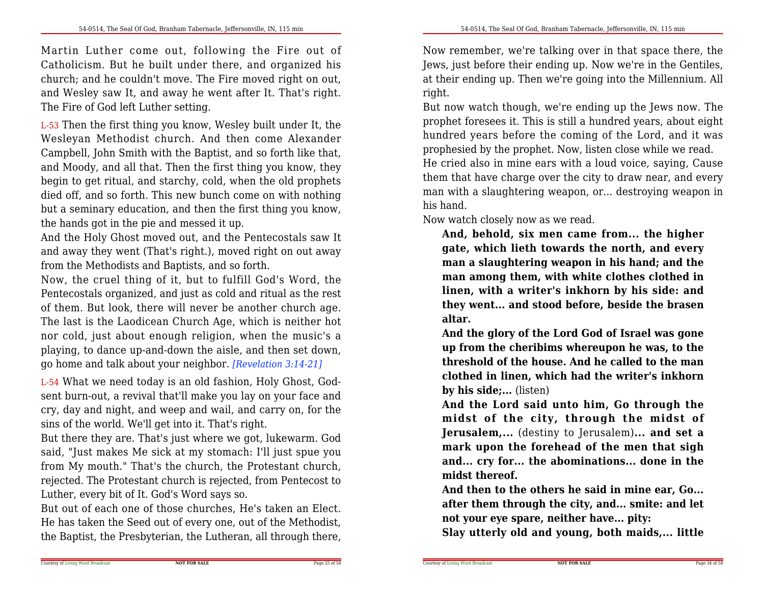Martin Luther come out, following the Fire out of Catholicism. But he built under there, and organized his church; and he couldn't move. The Fire moved right on out, and Wesley saw It, and away he went after It. That's right. The Fire of God left Luther setting.

L-53 Then the first thing you know, Wesley built under It, the Wesleyan Methodist church. And then come Alexander Campbell, John Smith with the Baptist, and so forth like that, and Moody, and all that. Then the first thing you know, they begin to get ritual, and starchy, cold, when the old prophets died off, and so forth. This new bunch come on with nothing but a seminary education, and then the first thing you know, the hands got in the pie and messed it up.

And the Holy Ghost moved out, and the Pentecostals saw It and away they went (That's right.), moved right on out away from the Methodists and Baptists, and so forth.

Now, the cruel thing of it, but to fulfill God's Word, the Pentecostals organized, and just as cold and ritual as the rest of them. But look, there will never be another church age. The last is the Laodicean Church Age, which is neither hot nor cold, just about enough religion, when the music's a playing, to dance up-and-down the aisle, and then set down, go home and talk about your neighbor. *[Revelation 3:14-21]*

L-54 What we need today is an old fashion, Holy Ghost, God-sent burn-out, a revival that'll make you lay on your face and cry, day and night, and weep and wail, and carry on, for the sins of the world. We'll get into it. That's right.

But there they are. That's just where we got, lukewarm. God said, "Just makes Me sick at my stomach: I'll just spue you from My mouth." That's the church, the Protestant church, rejected. The Protestant church is rejected, from Pentecost to Luther, every bit of It. God's Word says so.

But out of each one of those churches, He's taken an Elect. He has taken the Seed out of every one, out of the Methodist, the Baptist, the Presbyterian, the Lutheran, all through there,

Now remember, we're talking over in that space there, the Jews, just before their ending up. Now we're in the Gentiles, at their ending up. Then we're going into the Millennium. All right.

But now watch though, we're ending up the Jews now. The prophet foresees it. This is still a hundred years, about eight hundred years before the coming of the Lord, and it was prophesied by the prophet. Now, listen close while we read.

He cried also in mine ears with a loud voice, saying, Cause them that have charge over the city to draw near, and every man with a slaughtering weapon, or... destroying weapon in his hand.

Now watch closely now as we read.

> **And, behold, six men came from... the higher gate, which lieth towards the north, and every man a slaughtering weapon in his hand; and the man among them, with white clothes clothed in linen, with a writer's inkhorn by his side: and they went... and stood before, beside the brasen altar.**
>
> **And the glory of the Lord God of Israel was gone up from the cheribims whereupon he was, to the threshold of the house. And he called to the man clothed in linen, which had the writer's inkhorn by his side;...** (listen)
>
> **And the Lord said unto him, Go through the midst of the city, through the midst of Jerusalem,...** (destiny to Jerusalem)**... and set a mark upon the forehead of the men that sigh and... cry for... the abominations... done in the midst thereof.**
>
> **And then to the others he said in mine ear, Go... after them through the city, and... smite: and let not your eye spare, neither have... pity:**
>
> **Slay utterly old and young, both maids,... little**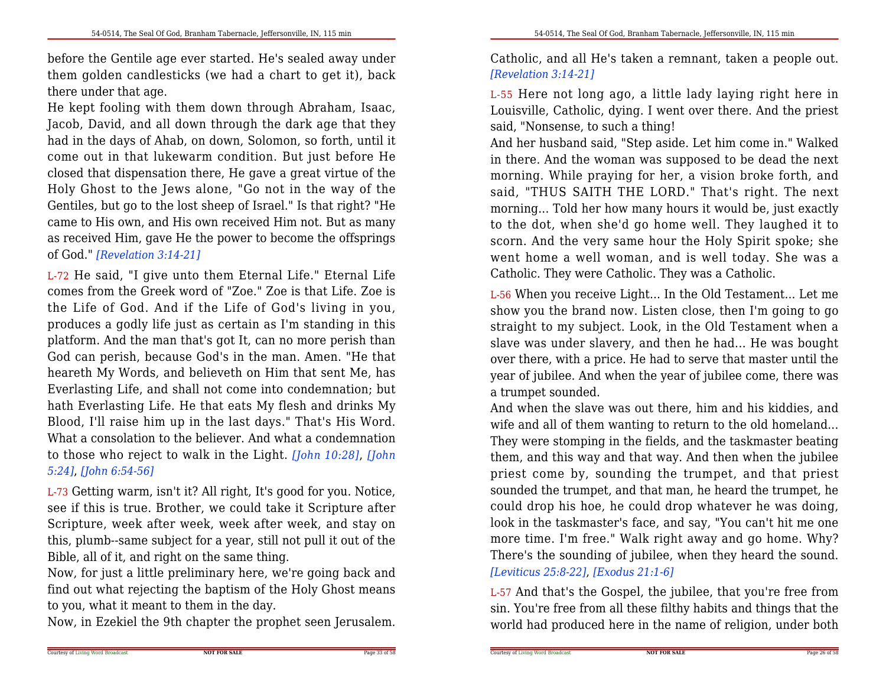before the Gentile age ever started. He's sealed away under them golden candlesticks (we had a chart to get it), back there under that age.

He kept fooling with them down through Abraham, Isaac, Jacob, David, and all down through the dark age that they had in the days of Ahab, on down, Solomon, so forth, until it come out in that lukewarm condition. But just before He closed that dispensation there, He gave a great virtue of the Holy Ghost to the Jews alone, "Go not in the way of the Gentiles, but go to the lost sheep of Israel." Is that right? "He came to His own, and His own received Him not. But as many as received Him, gave He the power to become the offsprings of God." *[Revelation 3:14-21]*

L-72 He said, "I give unto them Eternal Life." Eternal Life comes from the Greek word of "Zoe." Zoe is that Life. Zoe is the Life of God. And if the Life of God's living in you, produces a godly life just as certain as I'm standing in this platform. And the man that's got It, can no more perish than God can perish, because God's in the man. Amen. "He that heareth My Words, and believeth on Him that sent Me, has Everlasting Life, and shall not come into condemnation; but hath Everlasting Life. He that eats My flesh and drinks My Blood, I'll raise him up in the last days." That's His Word. What a consolation to the believer. And what a condemnation to those who reject to walk in the Light. *[John 10:28]*, *[John 5:24]*, *[John 6:54-56]*

L-73 Getting warm, isn't it? All right, It's good for you. Notice, see if this is true. Brother, we could take it Scripture after Scripture, week after week, week after week, and stay on this, plumb--same subject for a year, still not pull it out of the Bible, all of it, and right on the same thing.

Now, for just a little preliminary here, we're going back and find out what rejecting the baptism of the Holy Ghost means to you, what it meant to them in the day.

Now, in Ezekiel the 9th chapter the prophet seen Jerusalem.

Catholic, and all He's taken a remnant, taken a people out. *[Revelation 3:14-21]*

L-55 Here not long ago, a little lady laying right here in Louisville, Catholic, dying. I went over there. And the priest said, "Nonsense, to such a thing!

And her husband said, "Step aside. Let him come in." Walked in there. And the woman was supposed to be dead the next morning. While praying for her, a vision broke forth, and said, "THUS SAITH THE LORD." That's right. The next morning... Told her how many hours it would be, just exactly to the dot, when she'd go home well. They laughed it to scorn. And the very same hour the Holy Spirit spoke; she went home a well woman, and is well today. She was a Catholic. They were Catholic. They was a Catholic.

L-56 When you receive Light... In the Old Testament... Let me show you the brand now. Listen close, then I'm going to go straight to my subject. Look, in the Old Testament when a slave was under slavery, and then he had... He was bought over there, with a price. He had to serve that master until the year of jubilee. And when the year of jubilee come, there was a trumpet sounded.

And when the slave was out there, him and his kiddies, and wife and all of them wanting to return to the old homeland... They were stomping in the fields, and the taskmaster beating them, and this way and that way. And then when the jubilee priest come by, sounding the trumpet, and that priest sounded the trumpet, and that man, he heard the trumpet, he could drop his hoe, he could drop whatever he was doing, look in the taskmaster's face, and say, "You can't hit me one more time. I'm free." Walk right away and go home. Why? There's the sounding of jubilee, when they heard the sound. *[Leviticus 25:8-22]*, *[Exodus 21:1-6]*

L-57 And that's the Gospel, the jubilee, that you're free from sin. You're free from all these filthy habits and things that the world had produced here in the name of religion, under both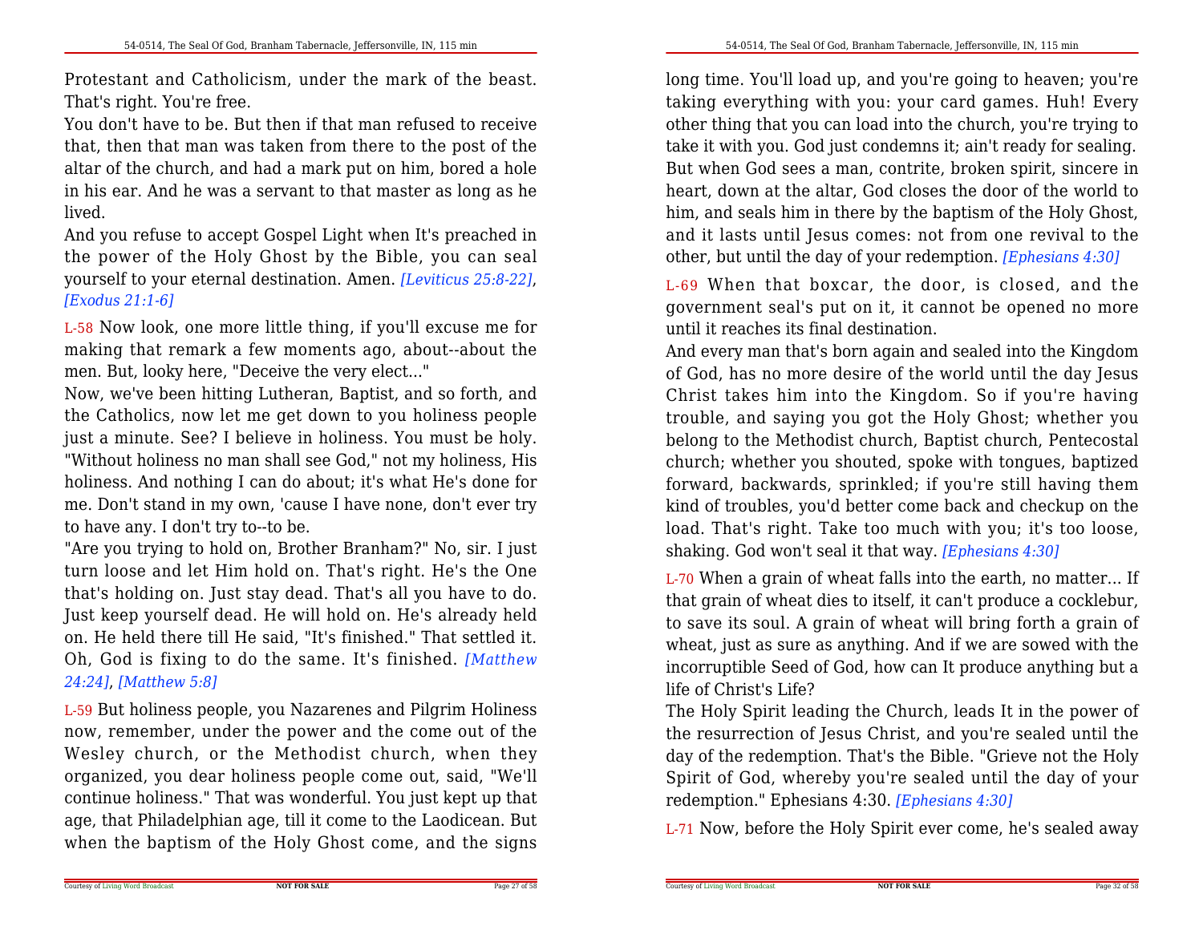Protestant and Catholicism, under the mark of the beast. That's right. You're free.

You don't have to be. But then if that man refused to receive that, then that man was taken from there to the post of the altar of the church, and had a mark put on him, bored a hole in his ear. And he was a servant to that master as long as he lived.

And you refuse to accept Gospel Light when It's preached in the power of the Holy Ghost by the Bible, you can seal yourself to your eternal destination. Amen. *[Leviticus 25:8-22]*, *[Exodus 21:1-6]*

L-58 Now look, one more little thing, if you'll excuse me for making that remark a few moments ago, about--about the men. But, looky here, "Deceive the very elect..."

Now, we've been hitting Lutheran, Baptist, and so forth, and the Catholics, now let me get down to you holiness people just a minute. See? I believe in holiness. You must be holy. "Without holiness no man shall see God," not my holiness, His holiness. And nothing I can do about; it's what He's done for me. Don't stand in my own, 'cause I have none, don't ever try to have any. I don't try to--to be.

"Are you trying to hold on, Brother Branham?" No, sir. I just turn loose and let Him hold on. That's right. He's the One that's holding on. Just stay dead. That's all you have to do. Just keep yourself dead. He will hold on. He's already held on. He held there till He said, "It's finished." That settled it. Oh, God is fixing to do the same. It's finished. *[Matthew 24:24]*, *[Matthew 5:8]*

L-59 But holiness people, you Nazarenes and Pilgrim Holiness now, remember, under the power and the come out of the Wesley church, or the Methodist church, when they organized, you dear holiness people come out, said, "We'll continue holiness." That was wonderful. You just kept up that age, that Philadelphian age, till it come to the Laodicean. But when the baptism of the Holy Ghost come, and the signs

long time. You'll load up, and you're going to heaven; you're taking everything with you: your card games. Huh! Every other thing that you can load into the church, you're trying to take it with you. God just condemns it; ain't ready for sealing. But when God sees a man, contrite, broken spirit, sincere in heart, down at the altar, God closes the door of the world to him, and seals him in there by the baptism of the Holy Ghost, and it lasts until Jesus comes: not from one revival to the other, but until the day of your redemption. *[Ephesians 4:30]*

L-69 When that boxcar, the door, is closed, and the government seal's put on it, it cannot be opened no more until it reaches its final destination.

And every man that's born again and sealed into the Kingdom of God, has no more desire of the world until the day Jesus Christ takes him into the Kingdom. So if you're having trouble, and saying you got the Holy Ghost; whether you belong to the Methodist church, Baptist church, Pentecostal church; whether you shouted, spoke with tongues, baptized forward, backwards, sprinkled; if you're still having them kind of troubles, you'd better come back and checkup on the load. That's right. Take too much with you; it's too loose, shaking. God won't seal it that way. *[Ephesians 4:30]*

L-70 When a grain of wheat falls into the earth, no matter... If that grain of wheat dies to itself, it can't produce a cocklebur, to save its soul. A grain of wheat will bring forth a grain of wheat, just as sure as anything. And if we are sowed with the incorruptible Seed of God, how can It produce anything but a life of Christ's Life?

The Holy Spirit leading the Church, leads It in the power of the resurrection of Jesus Christ, and you're sealed until the day of the redemption. That's the Bible. "Grieve not the Holy Spirit of God, whereby you're sealed until the day of your redemption." Ephesians 4:30. *[Ephesians 4:30]*

L-71 Now, before the Holy Spirit ever come, he's sealed away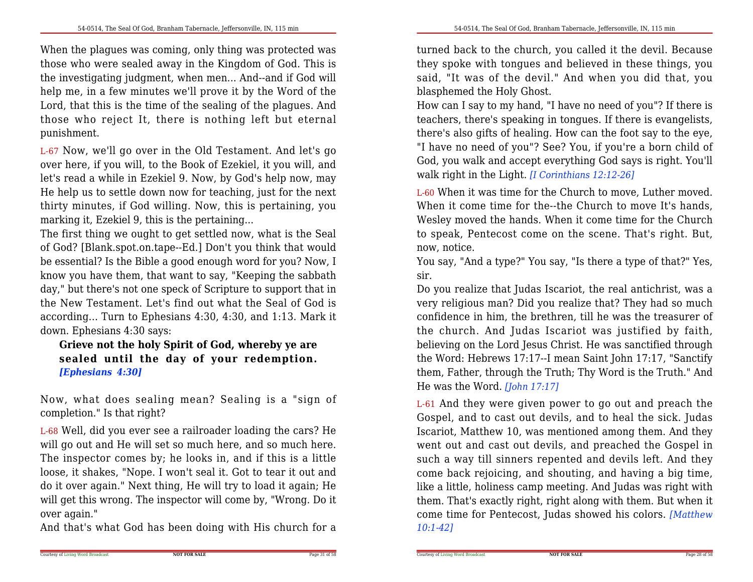When the plagues was coming, only thing was protected was those who were sealed away in the Kingdom of God. This is the investigating judgment, when men... And--and if God will help me, in a few minutes we'll prove it by the Word of the Lord, that this is the time of the sealing of the plagues. And those who reject It, there is nothing left but eternal punishment.

L-67 Now, we'll go over in the Old Testament. And let's go over here, if you will, to the Book of Ezekiel, it you will, and let's read a while in Ezekiel 9. Now, by God's help now, may He help us to settle down now for teaching, just for the next thirty minutes, if God willing. Now, this is pertaining, you marking it, Ezekiel 9, this is the pertaining...

The first thing we ought to get settled now, what is the Seal of God? [Blank.spot.on.tape--Ed.] Don't you think that would be essential? Is the Bible a good enough word for you? Now, I know you have them, that want to say, "Keeping the sabbath day," but there's not one speck of Scripture to support that in the New Testament. Let's find out what the Seal of God is according... Turn to Ephesians 4:30, 4:30, and 1:13. Mark it down. Ephesians 4:30 says:

> **Grieve not the holy Spirit of God, whereby ye are sealed until the day of your redemption.** ***[Ephesians 4:30]***

Now, what does sealing mean? Sealing is a "sign of completion." Is that right?

L-68 Well, did you ever see a railroader loading the cars? He will go out and He will set so much here, and so much here. The inspector comes by; he looks in, and if this is a little loose, it shakes, "Nope. I won't seal it. Got to tear it out and do it over again." Next thing, He will try to load it again; He will get this wrong. The inspector will come by, "Wrong. Do it over again."

And that's what God has been doing with His church for a

turned back to the church, you called it the devil. Because they spoke with tongues and believed in these things, you said, "It was of the devil." And when you did that, you blasphemed the Holy Ghost.

How can I say to my hand, "I have no need of you"? If there is teachers, there's speaking in tongues. If there is evangelists, there's also gifts of healing. How can the foot say to the eye, "I have no need of you"? See? You, if you're a born child of God, you walk and accept everything God says is right. You'll walk right in the Light. *[I Corinthians 12:12-26]*

L-60 When it was time for the Church to move, Luther moved. When it come time for the--the Church to move It's hands, Wesley moved the hands. When it come time for the Church to speak, Pentecost come on the scene. That's right. But, now, notice.

You say, "And a type?" You say, "Is there a type of that?" Yes, sir.

Do you realize that Judas Iscariot, the real antichrist, was a very religious man? Did you realize that? They had so much confidence in him, the brethren, till he was the treasurer of the church. And Judas Iscariot was justified by faith, believing on the Lord Jesus Christ. He was sanctified through the Word: Hebrews 17:17--I mean Saint John 17:17, "Sanctify them, Father, through the Truth; Thy Word is the Truth." And He was the Word. *[John 17:17]*

L-61 And they were given power to go out and preach the Gospel, and to cast out devils, and to heal the sick. Judas Iscariot, Matthew 10, was mentioned among them. And they went out and cast out devils, and preached the Gospel in such a way till sinners repented and devils left. And they come back rejoicing, and shouting, and having a big time, like a little, holiness camp meeting. And Judas was right with them. That's exactly right, right along with them. But when it come time for Pentecost, Judas showed his colors. *[Matthew 10:1-42]*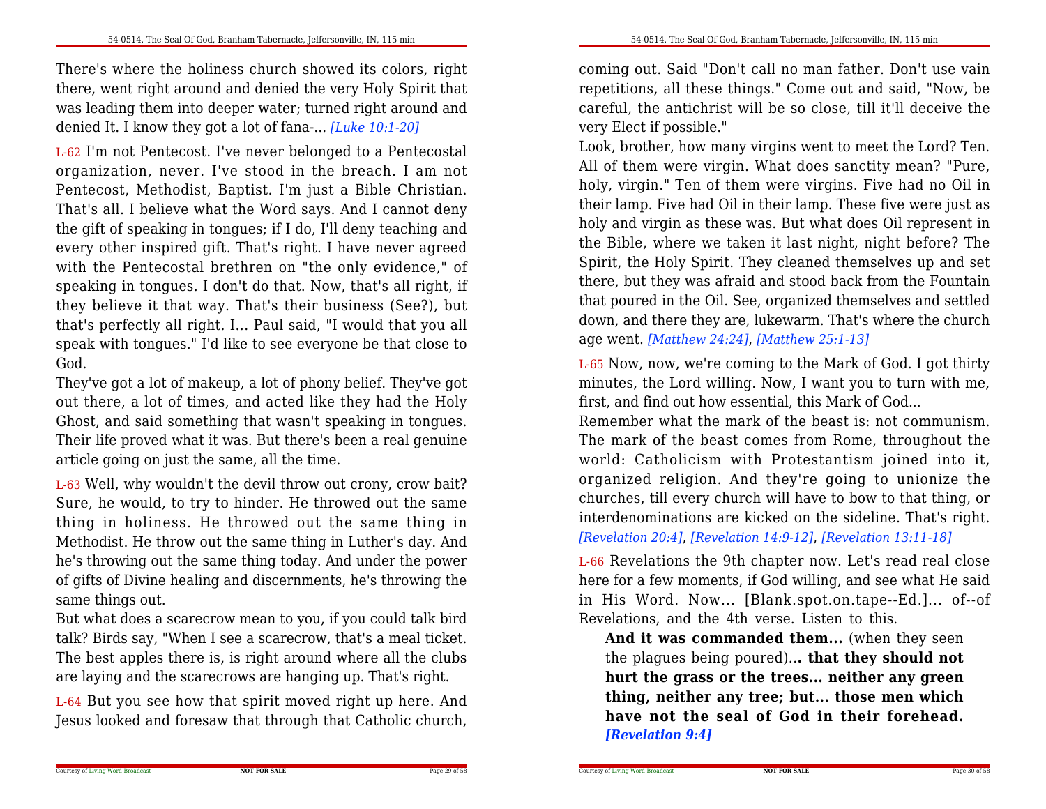There's where the holiness church showed its colors, right there, went right around and denied the very Holy Spirit that was leading them into deeper water; turned right around and denied It. I know they got a lot of fana-... *[Luke 10:1-20]*

L-62 I'm not Pentecost. I've never belonged to a Pentecostal organization, never. I've stood in the breach. I am not Pentecost, Methodist, Baptist. I'm just a Bible Christian. That's all. I believe what the Word says. And I cannot deny the gift of speaking in tongues; if I do, I'll deny teaching and every other inspired gift. That's right. I have never agreed with the Pentecostal brethren on "the only evidence," of speaking in tongues. I don't do that. Now, that's all right, if they believe it that way. That's their business (See?), but that's perfectly all right. I... Paul said, "I would that you all speak with tongues." I'd like to see everyone be that close to God.

They've got a lot of makeup, a lot of phony belief. They've got out there, a lot of times, and acted like they had the Holy Ghost, and said something that wasn't speaking in tongues. Their life proved what it was. But there's been a real genuine article going on just the same, all the time.

L-63 Well, why wouldn't the devil throw out crony, crow bait? Sure, he would, to try to hinder. He throwed out the same thing in holiness. He throwed out the same thing in Methodist. He throw out the same thing in Luther's day. And he's throwing out the same thing today. And under the power of gifts of Divine healing and discernments, he's throwing the same things out.

But what does a scarecrow mean to you, if you could talk bird talk? Birds say, "When I see a scarecrow, that's a meal ticket. The best apples there is, is right around where all the clubs are laying and the scarecrows are hanging up. That's right.

L-64 But you see how that spirit moved right up here. And Jesus looked and foresaw that through that Catholic church, coming out. Said "Don't call no man father. Don't use vain repetitions, all these things." Come out and said, "Now, be careful, the antichrist will be so close, till it'll deceive the very Elect if possible."

Look, brother, how many virgins went to meet the Lord? Ten. All of them were virgin. What does sanctity mean? "Pure, holy, virgin." Ten of them were virgins. Five had no Oil in their lamp. Five had Oil in their lamp. These five were just as holy and virgin as these was. But what does Oil represent in the Bible, where we taken it last night, night before? The Spirit, the Holy Spirit. They cleaned themselves up and set there, but they was afraid and stood back from the Fountain that poured in the Oil. See, organized themselves and settled down, and there they are, lukewarm. That's where the church age went. *[Matthew 24:24]*, *[Matthew 25:1-13]*

L-65 Now, now, we're coming to the Mark of God. I got thirty minutes, the Lord willing. Now, I want you to turn with me, first, and find out how essential, this Mark of God...

Remember what the mark of the beast is: not communism. The mark of the beast comes from Rome, throughout the world: Catholicism with Protestantism joined into it, organized religion. And they're going to unionize the churches, till every church will have to bow to that thing, or interdenominations are kicked on the sideline. That's right. *[Revelation 20:4]*, *[Revelation 14:9-12]*, *[Revelation 13:11-18]*

L-66 Revelations the 9th chapter now. Let's read real close here for a few moments, if God willing, and see what He said in His Word. Now... [Blank.spot.on.tape--Ed.]... of--of Revelations, and the 4th verse. Listen to this.

> **And it was commanded them...** (when they seen the plagues being poured)**... that they should not hurt the grass or the trees... neither any green thing, neither any tree; but... those men which have not the seal of God in their forehead.** ***[Revelation 9:4]***